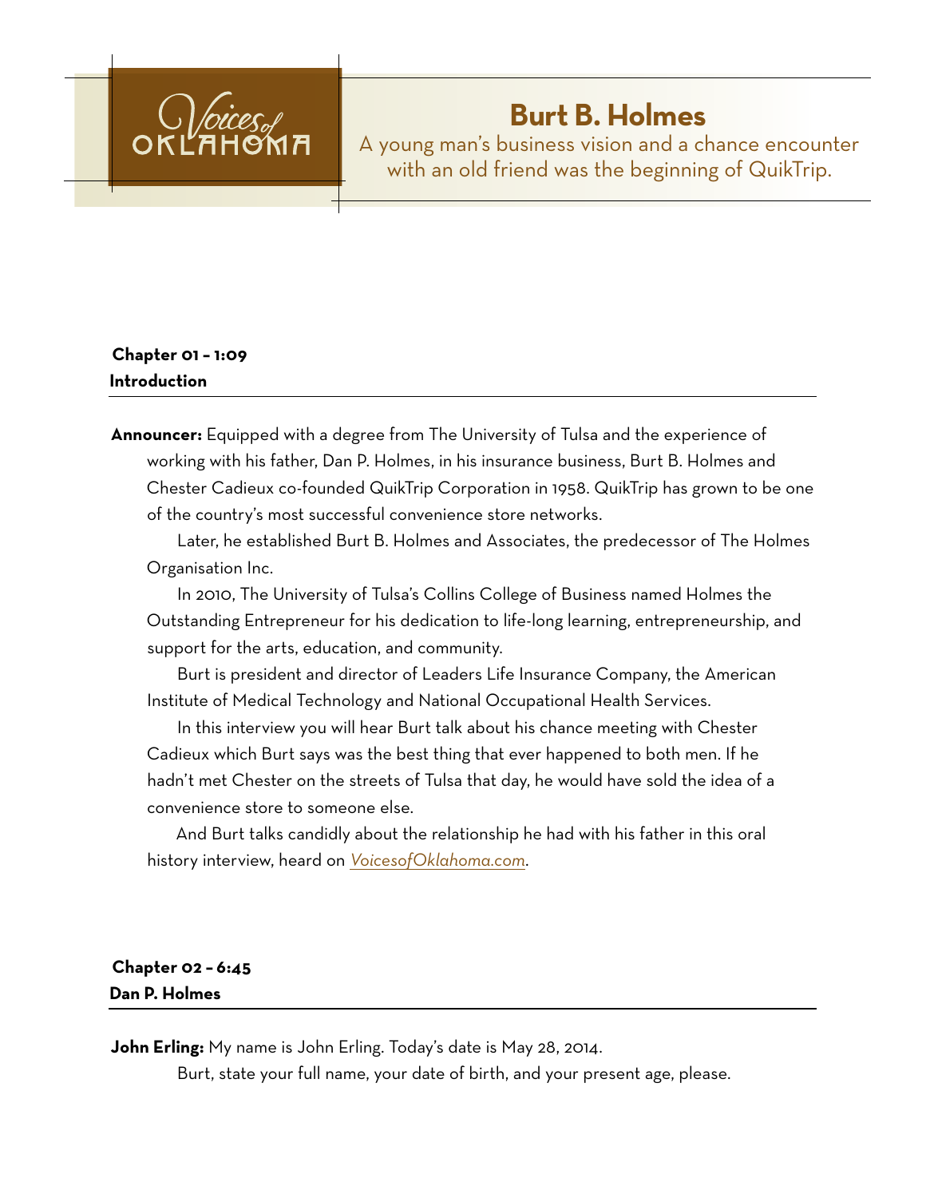Voices of OKLAHOMA

# Burt B. Holmes

A young man's business vision and a chance encounter with an old friend was the beginning of QuikTrip.

## Chapter 01 – 1:09
## Introduction

**Announcer:** Equipped with a degree from The University of Tulsa and the experience of working with his father, Dan P. Holmes, in his insurance business, Burt B. Holmes and Chester Cadieux co-founded QuikTrip Corporation in 1958. QuikTrip has grown to be one of the country's most successful convenience store networks.

Later, he established Burt B. Holmes and Associates, the predecessor of The Holmes Organisation Inc.

In 2010, The University of Tulsa's Collins College of Business named Holmes the Outstanding Entrepreneur for his dedication to life-long learning, entrepreneurship, and support for the arts, education, and community.

Burt is president and director of Leaders Life Insurance Company, the American Institute of Medical Technology and National Occupational Health Services.

In this interview you will hear Burt talk about his chance meeting with Chester Cadieux which Burt says was the best thing that ever happened to both men. If he hadn't met Chester on the streets of Tulsa that day, he would have sold the idea of a convenience store to someone else.

And Burt talks candidly about the relationship he had with his father in this oral history interview, heard on *VoicesofOklahoma.com*.

## Chapter 02 – 6:45
## Dan P. Holmes

**John Erling:** My name is John Erling. Today's date is May 28, 2014.

Burt, state your full name, your date of birth, and your present age, please.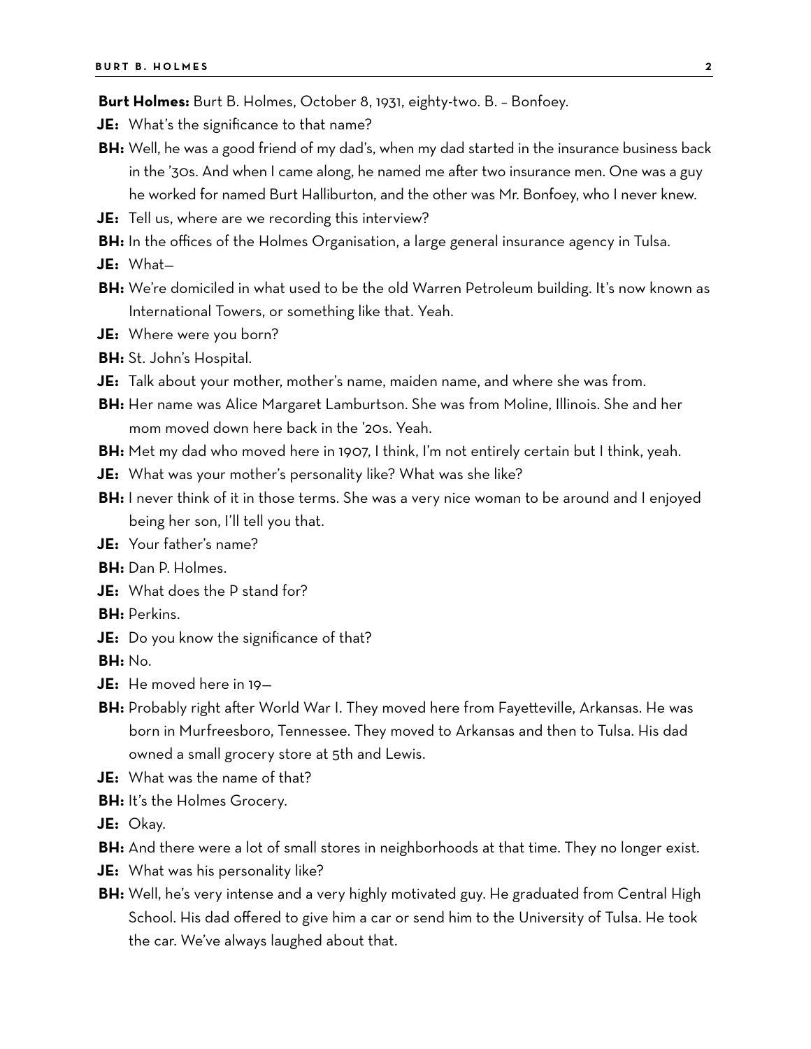**Burt Holmes:** Burt B. Holmes, October 8, 1931, eighty-two. B. – Bonfoey.

**JE:** What's the significance to that name?

**BH:** Well, he was a good friend of my dad's, when my dad started in the insurance business back in the '30s. And when I came along, he named me after two insurance men. One was a guy he worked for named Burt Halliburton, and the other was Mr. Bonfoey, who I never knew.

**JE:** Tell us, where are we recording this interview?

**BH:** In the offices of the Holmes Organisation, a large general insurance agency in Tulsa.

**JE:** What—

**BH:** We're domiciled in what used to be the old Warren Petroleum building. It's now known as International Towers, or something like that. Yeah.

**JE:** Where were you born?

**BH:** St. John's Hospital.

**JE:** Talk about your mother, mother's name, maiden name, and where she was from.

**BH:** Her name was Alice Margaret Lamburtson. She was from Moline, Illinois. She and her mom moved down here back in the '20s. Yeah.

**BH:** Met my dad who moved here in 1907, I think, I'm not entirely certain but I think, yeah.

**JE:** What was your mother's personality like? What was she like?

**BH:** I never think of it in those terms. She was a very nice woman to be around and I enjoyed being her son, I'll tell you that.

**JE:** Your father's name?

**BH:** Dan P. Holmes.

**JE:** What does the P stand for?

**BH:** Perkins.

**JE:** Do you know the significance of that?

**BH:** No.

**JE:** He moved here in 19—

**BH:** Probably right after World War I. They moved here from Fayetteville, Arkansas. He was born in Murfreesboro, Tennessee. They moved to Arkansas and then to Tulsa. His dad owned a small grocery store at 5th and Lewis.

**JE:** What was the name of that?

**BH:** It's the Holmes Grocery.

**JE:** Okay.

**BH:** And there were a lot of small stores in neighborhoods at that time. They no longer exist.

**JE:** What was his personality like?

**BH:** Well, he's very intense and a very highly motivated guy. He graduated from Central High School. His dad offered to give him a car or send him to the University of Tulsa. He took the car. We've always laughed about that.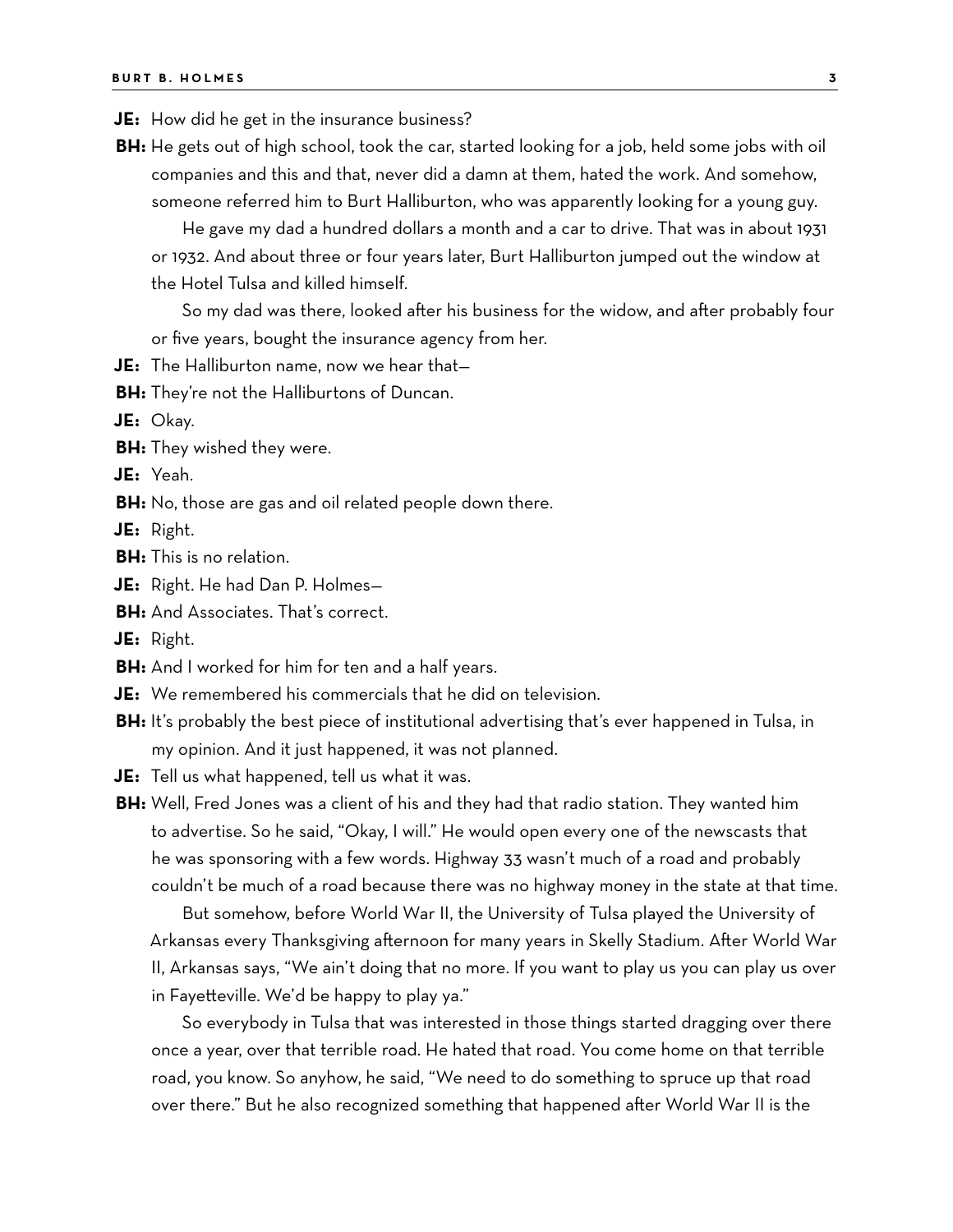**JE:** How did he get in the insurance business?

**BH:** He gets out of high school, took the car, started looking for a job, held some jobs with oil companies and this and that, never did a damn at them, hated the work. And somehow, someone referred him to Burt Halliburton, who was apparently looking for a young guy.

He gave my dad a hundred dollars a month and a car to drive. That was in about 1931 or 1932. And about three or four years later, Burt Halliburton jumped out the window at the Hotel Tulsa and killed himself.

So my dad was there, looked after his business for the widow, and after probably four or five years, bought the insurance agency from her.

**JE:** The Halliburton name, now we hear that—

**BH:** They're not the Halliburtons of Duncan.

**JE:** Okay.

**BH:** They wished they were.

**JE:** Yeah.

**BH:** No, those are gas and oil related people down there.

**JE:** Right.

**BH:** This is no relation.

**JE:** Right. He had Dan P. Holmes—

**BH:** And Associates. That's correct.

**JE:** Right.

**BH:** And I worked for him for ten and a half years.

**JE:** We remembered his commercials that he did on television.

**BH:** It's probably the best piece of institutional advertising that's ever happened in Tulsa, in my opinion. And it just happened, it was not planned.

**JE:** Tell us what happened, tell us what it was.

**BH:** Well, Fred Jones was a client of his and they had that radio station. They wanted him to advertise. So he said, "Okay, I will." He would open every one of the newscasts that he was sponsoring with a few words. Highway 33 wasn't much of a road and probably couldn't be much of a road because there was no highway money in the state at that time.

But somehow, before World War II, the University of Tulsa played the University of Arkansas every Thanksgiving afternoon for many years in Skelly Stadium. After World War II, Arkansas says, "We ain't doing that no more. If you want to play us you can play us over in Fayetteville. We'd be happy to play ya."

So everybody in Tulsa that was interested in those things started dragging over there once a year, over that terrible road. He hated that road. You come home on that terrible road, you know. So anyhow, he said, "We need to do something to spruce up that road over there." But he also recognized something that happened after World War II is the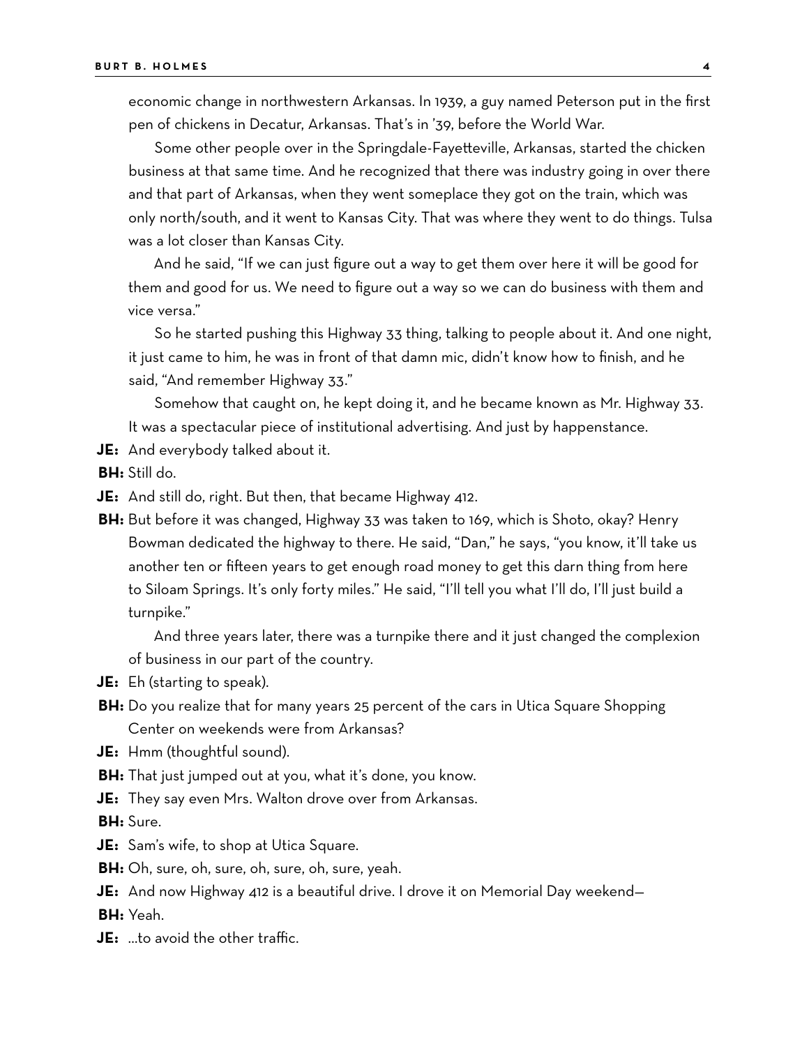economic change in northwestern Arkansas. In 1939, a guy named Peterson put in the first pen of chickens in Decatur, Arkansas. That's in '39, before the World War.

Some other people over in the Springdale-Fayetteville, Arkansas, started the chicken business at that same time. And he recognized that there was industry going in over there and that part of Arkansas, when they went someplace they got on the train, which was only north/south, and it went to Kansas City. That was where they went to do things. Tulsa was a lot closer than Kansas City.

And he said, "If we can just figure out a way to get them over here it will be good for them and good for us. We need to figure out a way so we can do business with them and vice versa."

So he started pushing this Highway 33 thing, talking to people about it. And one night, it just came to him, he was in front of that damn mic, didn't know how to finish, and he said, "And remember Highway 33."

Somehow that caught on, he kept doing it, and he became known as Mr. Highway 33. It was a spectacular piece of institutional advertising. And just by happenstance.

**JE:** And everybody talked about it.

**BH:** Still do.

**JE:** And still do, right. But then, that became Highway 412.

**BH:** But before it was changed, Highway 33 was taken to 169, which is Shoto, okay? Henry Bowman dedicated the highway to there. He said, "Dan," he says, "you know, it'll take us another ten or fifteen years to get enough road money to get this darn thing from here to Siloam Springs. It's only forty miles." He said, "I'll tell you what I'll do, I'll just build a turnpike."

And three years later, there was a turnpike there and it just changed the complexion of business in our part of the country.

**JE:** Eh (starting to speak).

**BH:** Do you realize that for many years 25 percent of the cars in Utica Square Shopping Center on weekends were from Arkansas?

**JE:** Hmm (thoughtful sound).

**BH:** That just jumped out at you, what it's done, you know.

**JE:** They say even Mrs. Walton drove over from Arkansas.

**BH:** Sure.

**JE:** Sam's wife, to shop at Utica Square.

**BH:** Oh, sure, oh, sure, oh, sure, oh, sure, yeah.

**JE:** And now Highway 412 is a beautiful drive. I drove it on Memorial Day weekend—

**BH:** Yeah.

**JE:** …to avoid the other traffic.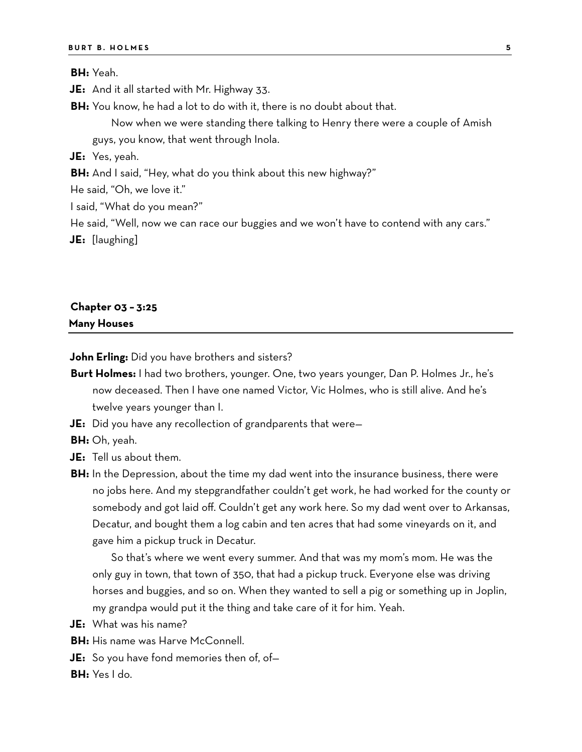**BH:** Yeah.

**JE:** And it all started with Mr. Highway 33.

**BH:** You know, he had a lot to do with it, there is no doubt about that.

Now when we were standing there talking to Henry there were a couple of Amish guys, you know, that went through Inola.

**JE:** Yes, yeah.

**BH:** And I said, "Hey, what do you think about this new highway?"

He said, "Oh, we love it."

I said, "What do you mean?"

He said, "Well, now we can race our buggies and we won't have to contend with any cars."

**JE:** [laughing]

## Chapter 03 – 3:25
## Many Houses

**John Erling:** Did you have brothers and sisters?

**Burt Holmes:** I had two brothers, younger. One, two years younger, Dan P. Holmes Jr., he's now deceased. Then I have one named Victor, Vic Holmes, who is still alive. And he's twelve years younger than I.

**JE:** Did you have any recollection of grandparents that were—

**BH:** Oh, yeah.

**JE:** Tell us about them.

**BH:** In the Depression, about the time my dad went into the insurance business, there were no jobs here. And my stepgrandfather couldn't get work, he had worked for the county or somebody and got laid off. Couldn't get any work here. So my dad went over to Arkansas, Decatur, and bought them a log cabin and ten acres that had some vineyards on it, and gave him a pickup truck in Decatur.

So that's where we went every summer. And that was my mom's mom. He was the only guy in town, that town of 350, that had a pickup truck. Everyone else was driving horses and buggies, and so on. When they wanted to sell a pig or something up in Joplin, my grandpa would put it the thing and take care of it for him. Yeah.

**JE:** What was his name?

**BH:** His name was Harve McConnell.

**JE:** So you have fond memories then of, of—

**BH:** Yes I do.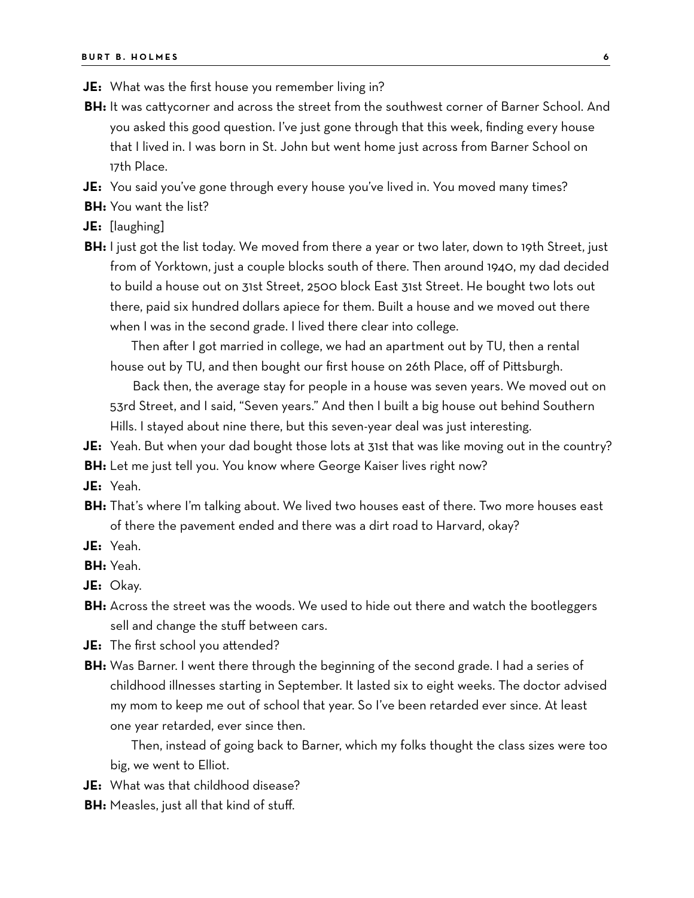**JE:** What was the first house you remember living in?

**BH:** It was cattycorner and across the street from the southwest corner of Barner School. And you asked this good question. I've just gone through that this week, finding every house that I lived in. I was born in St. John but went home just across from Barner School on 17th Place.

**JE:** You said you've gone through every house you've lived in. You moved many times?

**BH:** You want the list?

**JE:** [laughing]

**BH:** I just got the list today. We moved from there a year or two later, down to 19th Street, just from of Yorktown, just a couple blocks south of there. Then around 1940, my dad decided to build a house out on 31st Street, 2500 block East 31st Street. He bought two lots out there, paid six hundred dollars apiece for them. Built a house and we moved out there when I was in the second grade. I lived there clear into college.

Then after I got married in college, we had an apartment out by TU, then a rental house out by TU, and then bought our first house on 26th Place, off of Pittsburgh.

Back then, the average stay for people in a house was seven years. We moved out on 53rd Street, and I said, "Seven years." And then I built a big house out behind Southern Hills. I stayed about nine there, but this seven-year deal was just interesting.

**JE:** Yeah. But when your dad bought those lots at 31st that was like moving out in the country?

**BH:** Let me just tell you. You know where George Kaiser lives right now?

**JE:** Yeah.

**BH:** That's where I'm talking about. We lived two houses east of there. Two more houses east of there the pavement ended and there was a dirt road to Harvard, okay?

**JE:** Yeah.

**BH:** Yeah.

**JE:** Okay.

**BH:** Across the street was the woods. We used to hide out there and watch the bootleggers sell and change the stuff between cars.

**JE:** The first school you attended?

**BH:** Was Barner. I went there through the beginning of the second grade. I had a series of childhood illnesses starting in September. It lasted six to eight weeks. The doctor advised my mom to keep me out of school that year. So I've been retarded ever since. At least one year retarded, ever since then.

Then, instead of going back to Barner, which my folks thought the class sizes were too big, we went to Elliot.

**JE:** What was that childhood disease?

**BH:** Measles, just all that kind of stuff.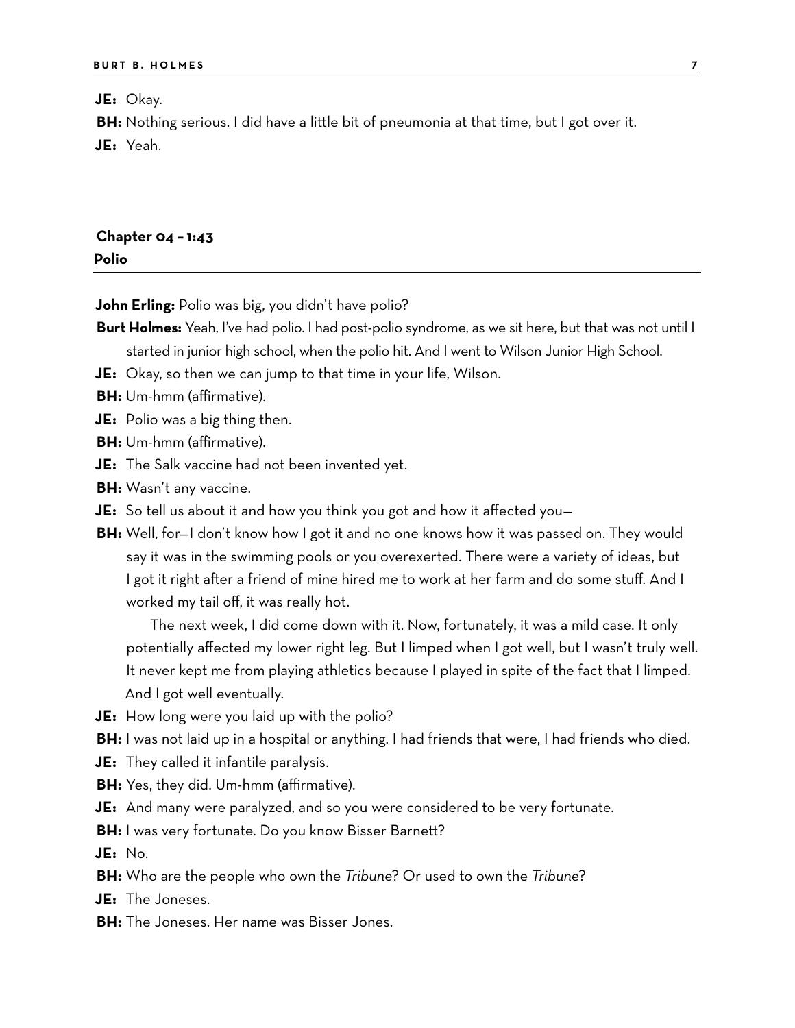**JE:** Okay.

**BH:** Nothing serious. I did have a little bit of pneumonia at that time, but I got over it.

**JE:** Yeah.

## Chapter 04 – 1:43
### Polio

**John Erling:** Polio was big, you didn't have polio?

**Burt Holmes:** Yeah, I've had polio. I had post-polio syndrome, as we sit here, but that was not until I started in junior high school, when the polio hit. And I went to Wilson Junior High School.

**JE:** Okay, so then we can jump to that time in your life, Wilson.

**BH:** Um-hmm (affirmative).

**JE:** Polio was a big thing then.

**BH:** Um-hmm (affirmative).

**JE:** The Salk vaccine had not been invented yet.

**BH:** Wasn't any vaccine.

**JE:** So tell us about it and how you think you got and how it affected you—

**BH:** Well, for—I don't know how I got it and no one knows how it was passed on. They would say it was in the swimming pools or you overexerted. There were a variety of ideas, but I got it right after a friend of mine hired me to work at her farm and do some stuff. And I worked my tail off, it was really hot.

The next week, I did come down with it. Now, fortunately, it was a mild case. It only potentially affected my lower right leg. But I limped when I got well, but I wasn't truly well. It never kept me from playing athletics because I played in spite of the fact that I limped. And I got well eventually.

**JE:** How long were you laid up with the polio?

**BH:** I was not laid up in a hospital or anything. I had friends that were, I had friends who died.

**JE:** They called it infantile paralysis.

**BH:** Yes, they did. Um-hmm (affirmative).

**JE:** And many were paralyzed, and so you were considered to be very fortunate.

**BH:** I was very fortunate. Do you know Bisser Barnett?

**JE:** No.

**BH:** Who are the people who own the *Tribune*? Or used to own the *Tribune*?

**JE:** The Joneses.

**BH:** The Joneses. Her name was Bisser Jones.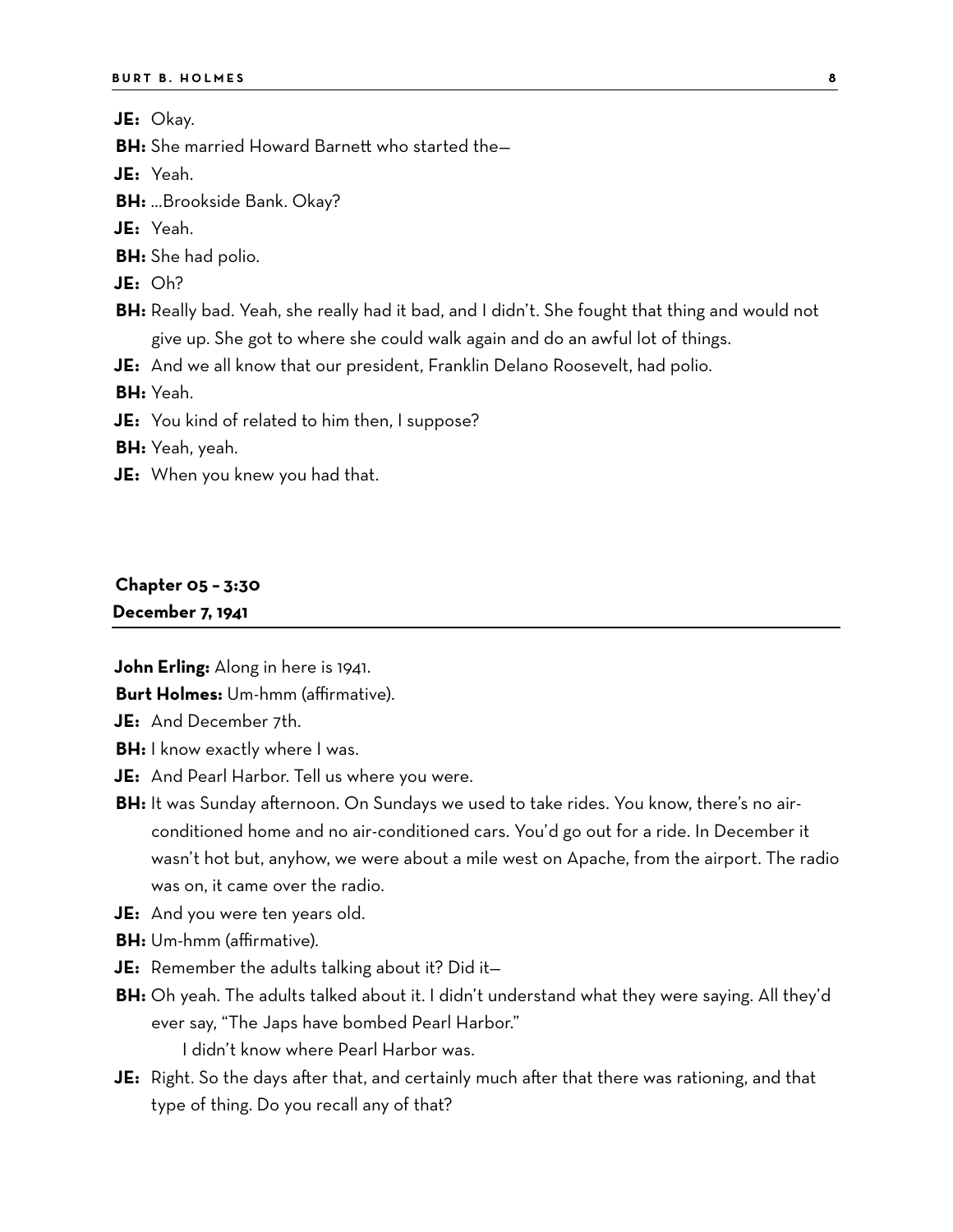**JE:** Okay.

**BH:** She married Howard Barnett who started the—

**JE:** Yeah.

**BH:** ...Brookside Bank. Okay?

**JE:** Yeah.

**BH:** She had polio.

**JE:** Oh?

**BH:** Really bad. Yeah, she really had it bad, and I didn't. She fought that thing and would not give up. She got to where she could walk again and do an awful lot of things.

**JE:** And we all know that our president, Franklin Delano Roosevelt, had polio.

**BH:** Yeah.

**JE:** You kind of related to him then, I suppose?

**BH:** Yeah, yeah.

**JE:** When you knew you had that.

## Chapter 05 – 3:30
## December 7, 1941

**John Erling:** Along in here is 1941.

**Burt Holmes:** Um-hmm (affirmative).

**JE:** And December 7th.

**BH:** I know exactly where I was.

**JE:** And Pearl Harbor. Tell us where you were.

**BH:** It was Sunday afternoon. On Sundays we used to take rides. You know, there's no air-conditioned home and no air-conditioned cars. You'd go out for a ride. In December it wasn't hot but, anyhow, we were about a mile west on Apache, from the airport. The radio was on, it came over the radio.

**JE:** And you were ten years old.

**BH:** Um-hmm (affirmative).

**JE:** Remember the adults talking about it? Did it—

**BH:** Oh yeah. The adults talked about it. I didn't understand what they were saying. All they'd ever say, "The Japs have bombed Pearl Harbor."

I didn't know where Pearl Harbor was.

**JE:** Right. So the days after that, and certainly much after that there was rationing, and that type of thing. Do you recall any of that?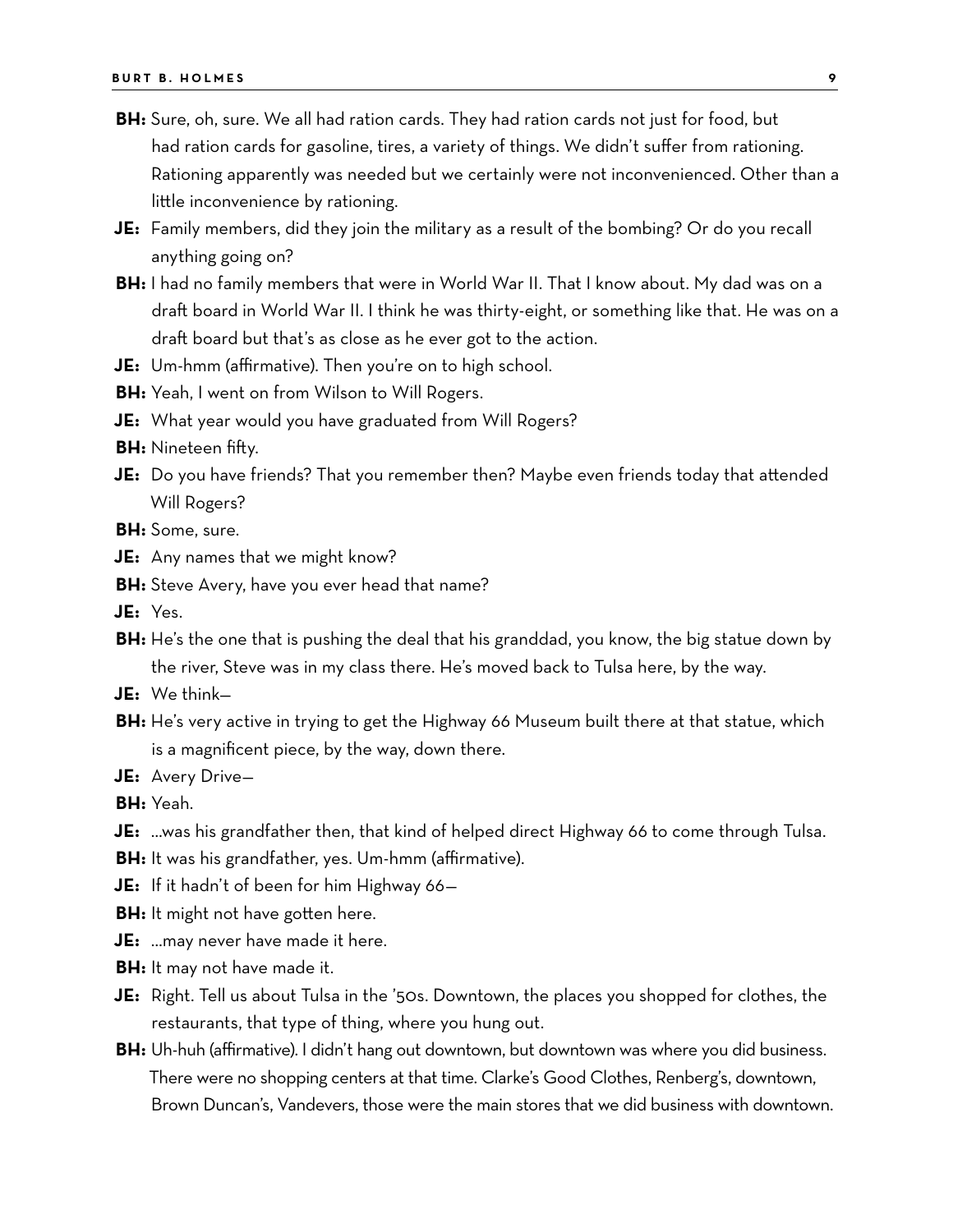**BH:** Sure, oh, sure. We all had ration cards. They had ration cards not just for food, but had ration cards for gasoline, tires, a variety of things. We didn't suffer from rationing. Rationing apparently was needed but we certainly were not inconvenienced. Other than a little inconvenience by rationing.

**JE:** Family members, did they join the military as a result of the bombing? Or do you recall anything going on?

**BH:** I had no family members that were in World War II. That I know about. My dad was on a draft board in World War II. I think he was thirty-eight, or something like that. He was on a draft board but that's as close as he ever got to the action.

**JE:** Um-hmm (affirmative). Then you're on to high school.

**BH:** Yeah, I went on from Wilson to Will Rogers.

**JE:** What year would you have graduated from Will Rogers?

**BH:** Nineteen fifty.

**JE:** Do you have friends? That you remember then? Maybe even friends today that attended Will Rogers?

**BH:** Some, sure.

**JE:** Any names that we might know?

**BH:** Steve Avery, have you ever head that name?

**JE:** Yes.

**BH:** He's the one that is pushing the deal that his granddad, you know, the big statue down by the river, Steve was in my class there. He's moved back to Tulsa here, by the way.

**JE:** We think—

**BH:** He's very active in trying to get the Highway 66 Museum built there at that statue, which is a magnificent piece, by the way, down there.

**JE:** Avery Drive—

**BH:** Yeah.

**JE:** …was his grandfather then, that kind of helped direct Highway 66 to come through Tulsa.

**BH:** It was his grandfather, yes. Um-hmm (affirmative).

**JE:** If it hadn't of been for him Highway 66—

**BH:** It might not have gotten here.

**JE:** …may never have made it here.

**BH:** It may not have made it.

**JE:** Right. Tell us about Tulsa in the '50s. Downtown, the places you shopped for clothes, the restaurants, that type of thing, where you hung out.

**BH:** Uh-huh (affirmative). I didn't hang out downtown, but downtown was where you did business. There were no shopping centers at that time. Clarke's Good Clothes, Renberg's, downtown, Brown Duncan's, Vandevers, those were the main stores that we did business with downtown.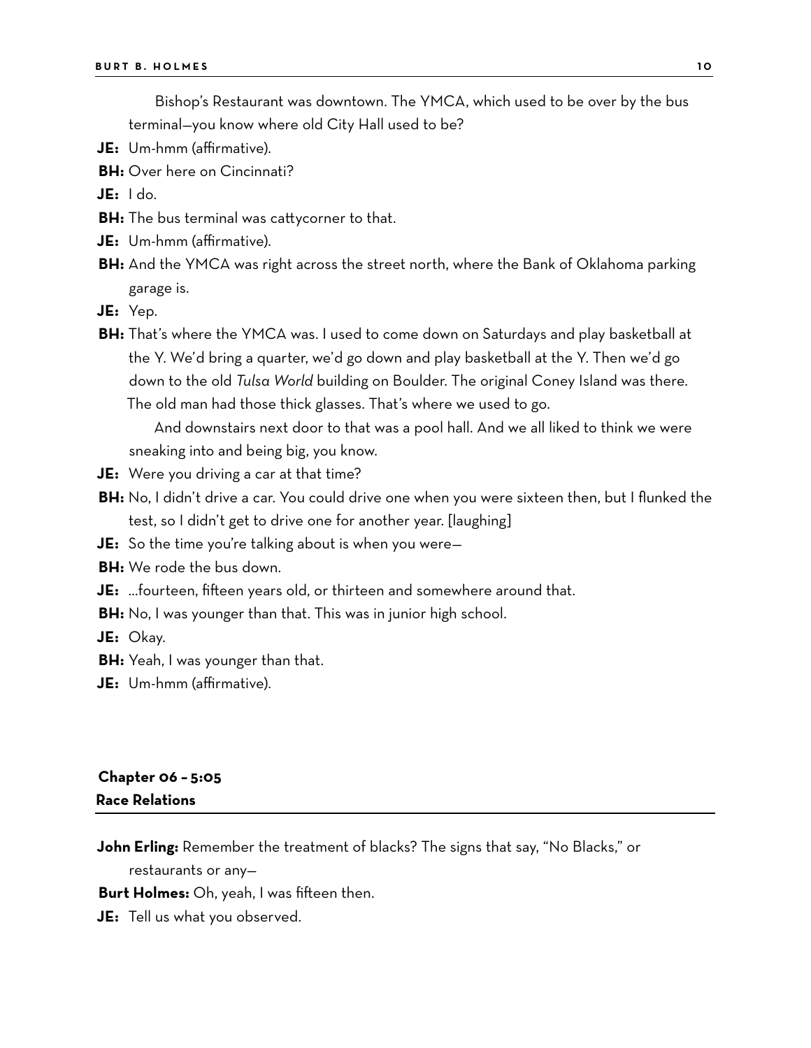Bishop's Restaurant was downtown. The YMCA, which used to be over by the bus terminal—you know where old City Hall used to be?

**JE:** Um-hmm (affirmative).

**BH:** Over here on Cincinnati?

**JE:** I do.

**BH:** The bus terminal was cattycorner to that.

**JE:** Um-hmm (affirmative).

**BH:** And the YMCA was right across the street north, where the Bank of Oklahoma parking garage is.

**JE:** Yep.

**BH:** That's where the YMCA was. I used to come down on Saturdays and play basketball at the Y. We'd bring a quarter, we'd go down and play basketball at the Y. Then we'd go down to the old *Tulsa World* building on Boulder. The original Coney Island was there. The old man had those thick glasses. That's where we used to go.

And downstairs next door to that was a pool hall. And we all liked to think we were sneaking into and being big, you know.

**JE:** Were you driving a car at that time?

**BH:** No, I didn't drive a car. You could drive one when you were sixteen then, but I flunked the test, so I didn't get to drive one for another year. [laughing]

**JE:** So the time you're talking about is when you were—

**BH:** We rode the bus down.

**JE:** ...fourteen, fifteen years old, or thirteen and somewhere around that.

**BH:** No, I was younger than that. This was in junior high school.

**JE:** Okay.

**BH:** Yeah, I was younger than that.

**JE:** Um-hmm (affirmative).

## Chapter 06 – 5:05
## Race Relations

**John Erling:** Remember the treatment of blacks? The signs that say, "No Blacks," or restaurants or any—

**Burt Holmes:** Oh, yeah, I was fifteen then.

**JE:** Tell us what you observed.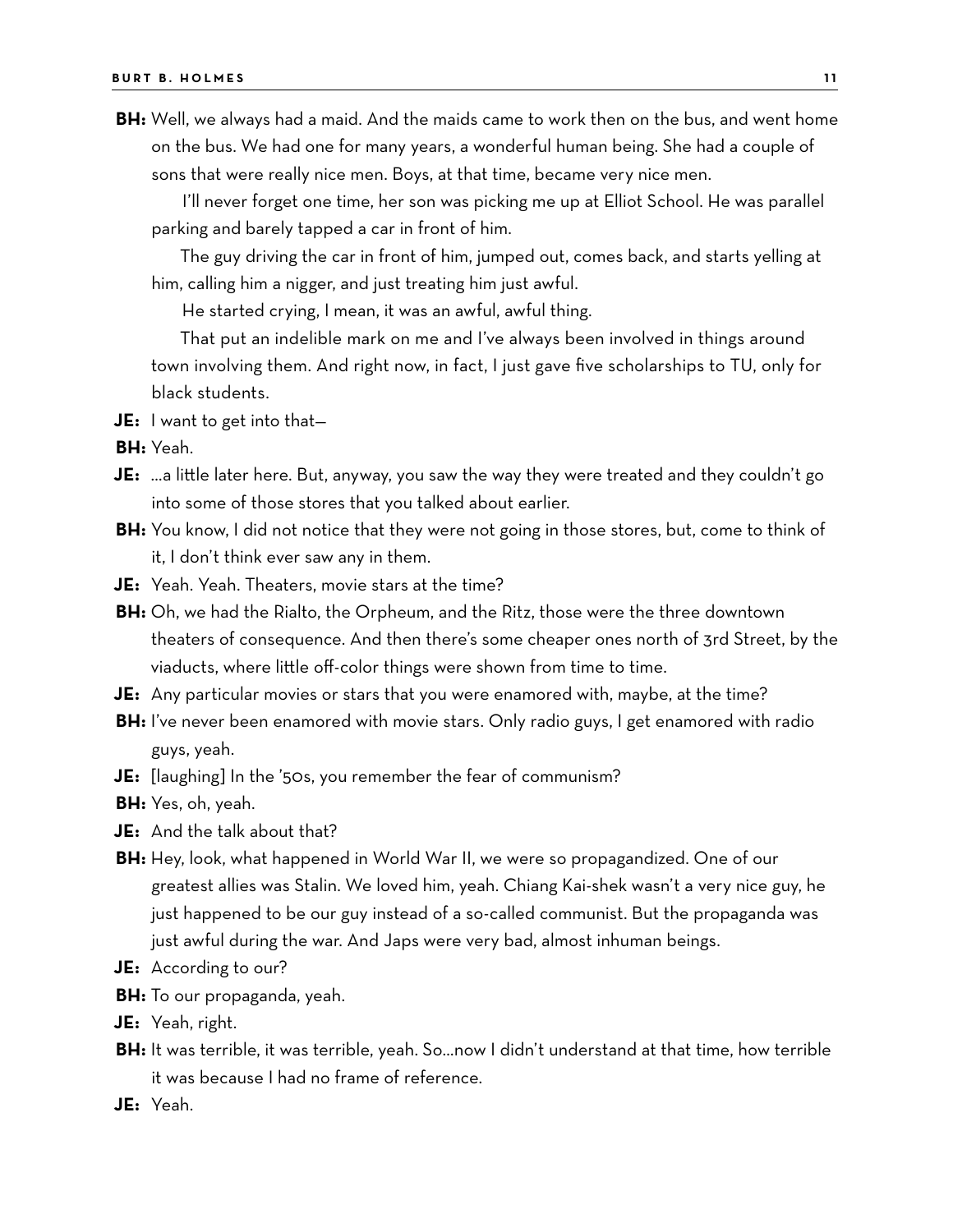**BH:** Well, we always had a maid. And the maids came to work then on the bus, and went home on the bus. We had one for many years, a wonderful human being. She had a couple of sons that were really nice men. Boys, at that time, became very nice men.

I'll never forget one time, her son was picking me up at Elliot School. He was parallel parking and barely tapped a car in front of him.

The guy driving the car in front of him, jumped out, comes back, and starts yelling at him, calling him a nigger, and just treating him just awful.

He started crying, I mean, it was an awful, awful thing.

That put an indelible mark on me and I've always been involved in things around town involving them. And right now, in fact, I just gave five scholarships to TU, only for black students.

**JE:** I want to get into that—

**BH:** Yeah.

**JE:** ...a little later here. But, anyway, you saw the way they were treated and they couldn't go into some of those stores that you talked about earlier.

**BH:** You know, I did not notice that they were not going in those stores, but, come to think of it, I don't think ever saw any in them.

**JE:** Yeah. Yeah. Theaters, movie stars at the time?

**BH:** Oh, we had the Rialto, the Orpheum, and the Ritz, those were the three downtown theaters of consequence. And then there's some cheaper ones north of 3rd Street, by the viaducts, where little off-color things were shown from time to time.

**JE:** Any particular movies or stars that you were enamored with, maybe, at the time?

**BH:** I've never been enamored with movie stars. Only radio guys, I get enamored with radio guys, yeah.

**JE:** [laughing] In the '50s, you remember the fear of communism?

**BH:** Yes, oh, yeah.

**JE:** And the talk about that?

**BH:** Hey, look, what happened in World War II, we were so propagandized. One of our greatest allies was Stalin. We loved him, yeah. Chiang Kai-shek wasn't a very nice guy, he just happened to be our guy instead of a so-called communist. But the propaganda was just awful during the war. And Japs were very bad, almost inhuman beings.

**JE:** According to our?

**BH:** To our propaganda, yeah.

**JE:** Yeah, right.

**BH:** It was terrible, it was terrible, yeah. So...now I didn't understand at that time, how terrible it was because I had no frame of reference.

**JE:** Yeah.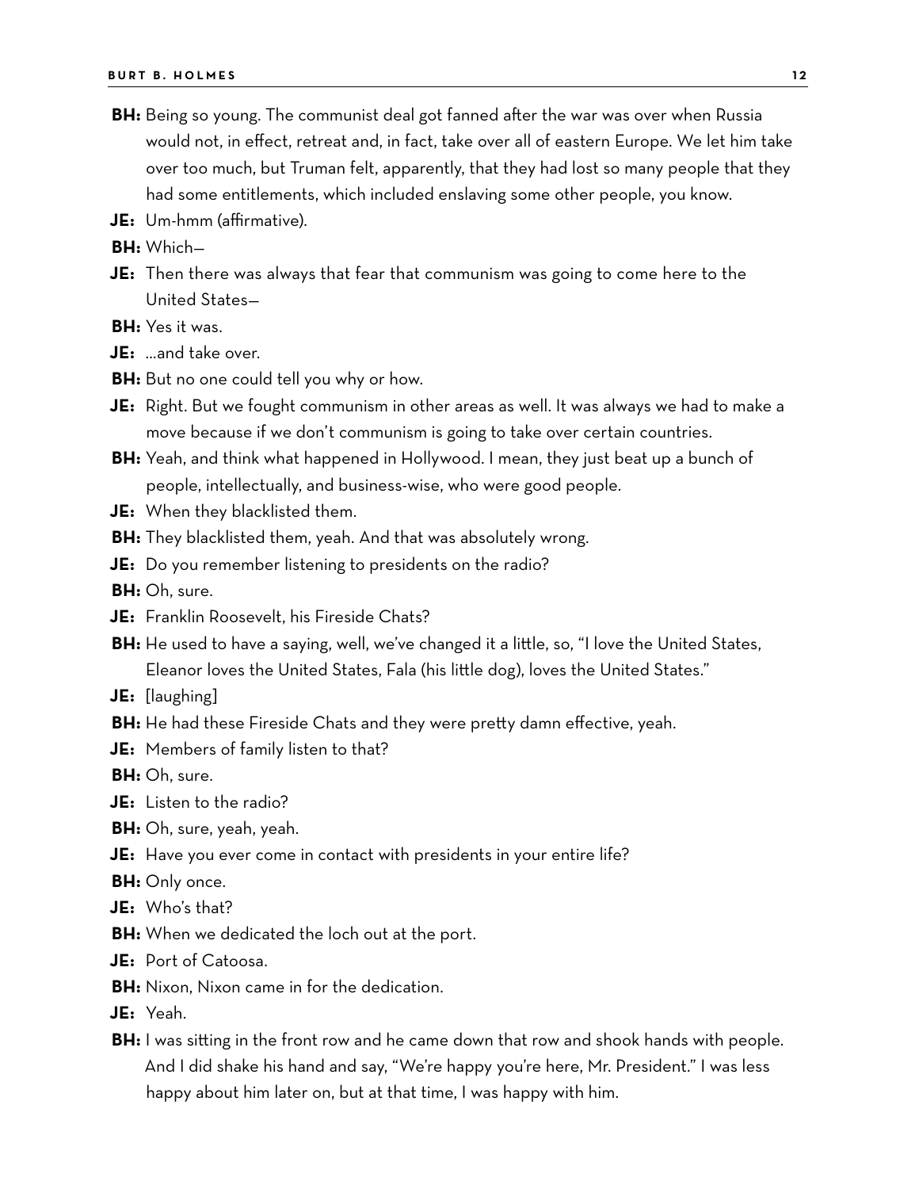**BH:** Being so young. The communist deal got fanned after the war was over when Russia would not, in effect, retreat and, in fact, take over all of eastern Europe. We let him take over too much, but Truman felt, apparently, that they had lost so many people that they had some entitlements, which included enslaving some other people, you know.

**JE:** Um-hmm (affirmative).

**BH:** Which—

**JE:** Then there was always that fear that communism was going to come here to the United States—

**BH:** Yes it was.

**JE:** ...and take over.

**BH:** But no one could tell you why or how.

**JE:** Right. But we fought communism in other areas as well. It was always we had to make a move because if we don't communism is going to take over certain countries.

**BH:** Yeah, and think what happened in Hollywood. I mean, they just beat up a bunch of people, intellectually, and business-wise, who were good people.

**JE:** When they blacklisted them.

**BH:** They blacklisted them, yeah. And that was absolutely wrong.

**JE:** Do you remember listening to presidents on the radio?

**BH:** Oh, sure.

**JE:** Franklin Roosevelt, his Fireside Chats?

**BH:** He used to have a saying, well, we've changed it a little, so, "I love the United States, Eleanor loves the United States, Fala (his little dog), loves the United States."

**JE:** [laughing]

**BH:** He had these Fireside Chats and they were pretty damn effective, yeah.

**JE:** Members of family listen to that?

**BH:** Oh, sure.

**JE:** Listen to the radio?

**BH:** Oh, sure, yeah, yeah.

**JE:** Have you ever come in contact with presidents in your entire life?

**BH:** Only once.

**JE:** Who's that?

**BH:** When we dedicated the loch out at the port.

**JE:** Port of Catoosa.

**BH:** Nixon, Nixon came in for the dedication.

**JE:** Yeah.

**BH:** I was sitting in the front row and he came down that row and shook hands with people. And I did shake his hand and say, "We're happy you're here, Mr. President." I was less happy about him later on, but at that time, I was happy with him.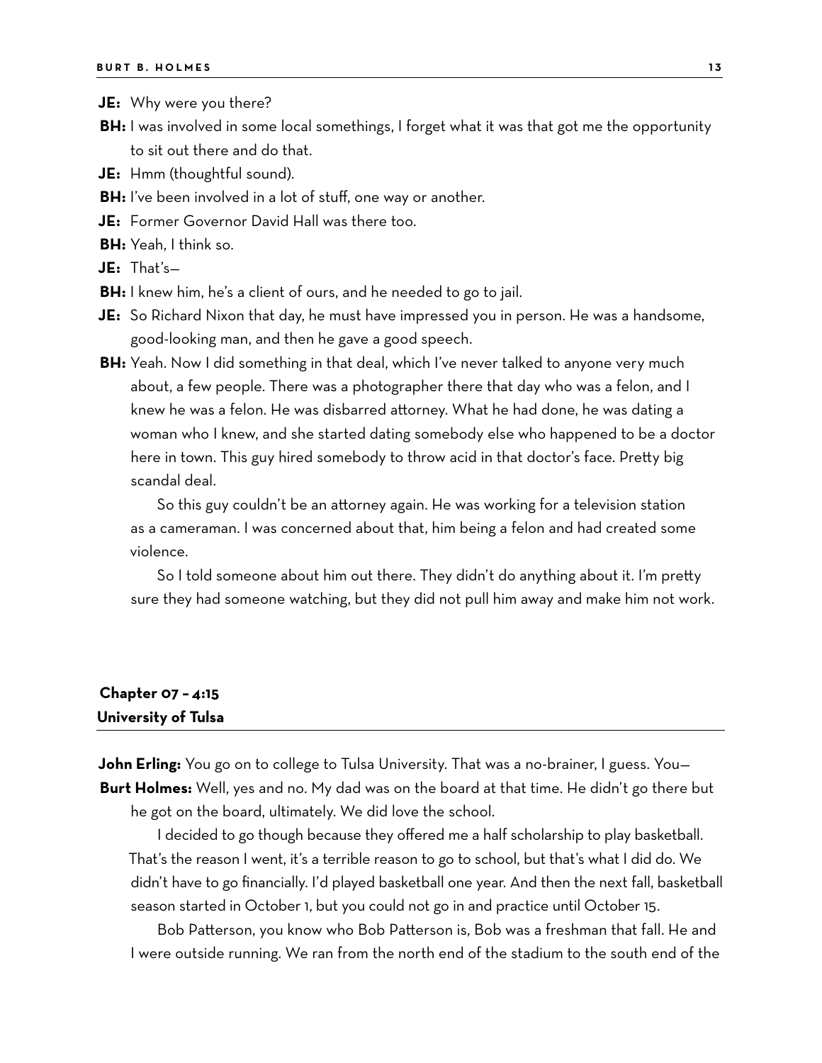**JE:** Why were you there?

**BH:** I was involved in some local somethings, I forget what it was that got me the opportunity to sit out there and do that.

**JE:** Hmm (thoughtful sound).

**BH:** I've been involved in a lot of stuff, one way or another.

**JE:** Former Governor David Hall was there too.

**BH:** Yeah, I think so.

**JE:** That's—

**BH:** I knew him, he's a client of ours, and he needed to go to jail.

**JE:** So Richard Nixon that day, he must have impressed you in person. He was a handsome, good-looking man, and then he gave a good speech.

**BH:** Yeah. Now I did something in that deal, which I've never talked to anyone very much about, a few people. There was a photographer there that day who was a felon, and I knew he was a felon. He was disbarred attorney. What he had done, he was dating a woman who I knew, and she started dating somebody else who happened to be a doctor here in town. This guy hired somebody to throw acid in that doctor's face. Pretty big scandal deal.

So this guy couldn't be an attorney again. He was working for a television station as a cameraman. I was concerned about that, him being a felon and had created some violence.

So I told someone about him out there. They didn't do anything about it. I'm pretty sure they had someone watching, but they did not pull him away and make him not work.

## Chapter 07 – 4:15
## University of Tulsa

**John Erling:** You go on to college to Tulsa University. That was a no-brainer, I guess. You—

**Burt Holmes:** Well, yes and no. My dad was on the board at that time. He didn't go there but he got on the board, ultimately. We did love the school.

I decided to go though because they offered me a half scholarship to play basketball. That's the reason I went, it's a terrible reason to go to school, but that's what I did do. We didn't have to go financially. I'd played basketball one year. And then the next fall, basketball season started in October 1, but you could not go in and practice until October 15.

Bob Patterson, you know who Bob Patterson is, Bob was a freshman that fall. He and I were outside running. We ran from the north end of the stadium to the south end of the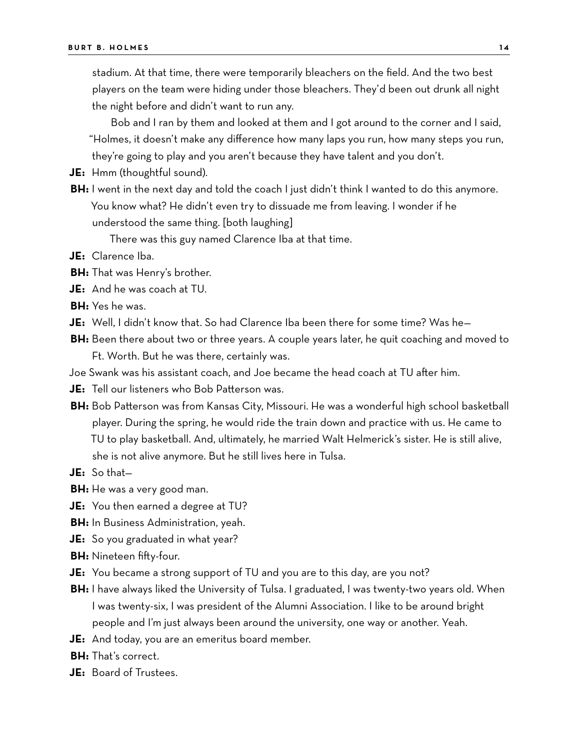stadium. At that time, there were temporarily bleachers on the field. And the two best players on the team were hiding under those bleachers. They'd been out drunk all night the night before and didn't want to run any.

Bob and I ran by them and looked at them and I got around to the corner and I said, "Holmes, it doesn't make any difference how many laps you run, how many steps you run, they're going to play and you aren't because they have talent and you don't.

**JE:** Hmm (thoughtful sound).

**BH:** I went in the next day and told the coach I just didn't think I wanted to do this anymore. You know what? He didn't even try to dissuade me from leaving. I wonder if he understood the same thing. [both laughing]

There was this guy named Clarence Iba at that time.

**JE:** Clarence Iba.

**BH:** That was Henry's brother.

**JE:** And he was coach at TU.

**BH:** Yes he was.

**JE:** Well, I didn't know that. So had Clarence Iba been there for some time? Was he—

**BH:** Been there about two or three years. A couple years later, he quit coaching and moved to Ft. Worth. But he was there, certainly was.

Joe Swank was his assistant coach, and Joe became the head coach at TU after him.

**JE:** Tell our listeners who Bob Patterson was.

**BH:** Bob Patterson was from Kansas City, Missouri. He was a wonderful high school basketball player. During the spring, he would ride the train down and practice with us. He came to TU to play basketball. And, ultimately, he married Walt Helmerick's sister. He is still alive, she is not alive anymore. But he still lives here in Tulsa.

**JE:** So that—

**BH:** He was a very good man.

**JE:** You then earned a degree at TU?

**BH:** In Business Administration, yeah.

**JE:** So you graduated in what year?

**BH:** Nineteen fifty-four.

**JE:** You became a strong support of TU and you are to this day, are you not?

**BH:** I have always liked the University of Tulsa. I graduated, I was twenty-two years old. When I was twenty-six, I was president of the Alumni Association. I like to be around bright people and I'm just always been around the university, one way or another. Yeah.

**JE:** And today, you are an emeritus board member.

**BH:** That's correct.

**JE:** Board of Trustees.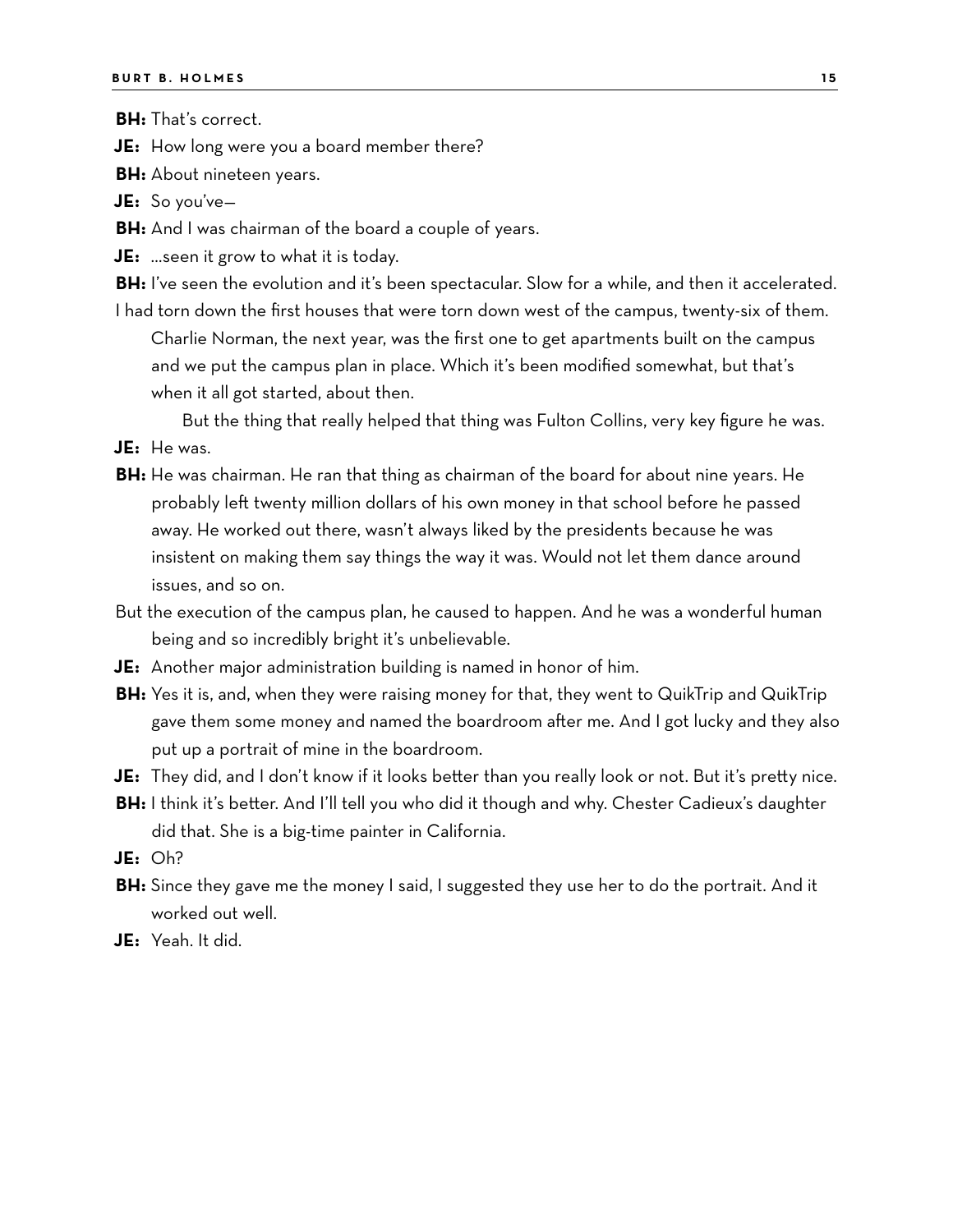**BH:** That's correct.

**JE:** How long were you a board member there?

**BH:** About nineteen years.

**JE:** So you've—

**BH:** And I was chairman of the board a couple of years.

**JE:** ...seen it grow to what it is today.

**BH:** I've seen the evolution and it's been spectacular. Slow for a while, and then it accelerated. I had torn down the first houses that were torn down west of the campus, twenty-six of them. Charlie Norman, the next year, was the first one to get apartments built on the campus and we put the campus plan in place. Which it's been modified somewhat, but that's when it all got started, about then.

But the thing that really helped that thing was Fulton Collins, very key figure he was.

**JE:** He was.

**BH:** He was chairman. He ran that thing as chairman of the board for about nine years. He probably left twenty million dollars of his own money in that school before he passed away. He worked out there, wasn't always liked by the presidents because he was insistent on making them say things the way it was. Would not let them dance around issues, and so on.

But the execution of the campus plan, he caused to happen. And he was a wonderful human being and so incredibly bright it's unbelievable.

**JE:** Another major administration building is named in honor of him.

**BH:** Yes it is, and, when they were raising money for that, they went to QuikTrip and QuikTrip gave them some money and named the boardroom after me. And I got lucky and they also put up a portrait of mine in the boardroom.

**JE:** They did, and I don't know if it looks better than you really look or not. But it's pretty nice.

**BH:** I think it's better. And I'll tell you who did it though and why. Chester Cadieux's daughter did that. She is a big-time painter in California.

**JE:** Oh?

**BH:** Since they gave me the money I said, I suggested they use her to do the portrait. And it worked out well.

**JE:** Yeah. It did.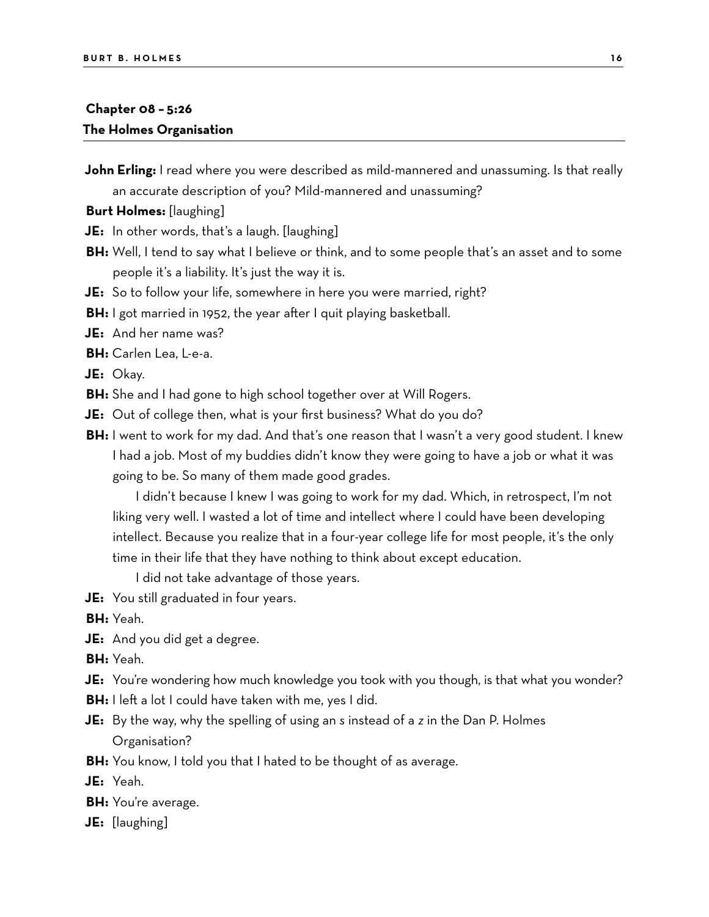## Chapter 08 – 5:26
## The Holmes Organisation

**John Erling:** I read where you were described as mild-mannered and unassuming. Is that really an accurate description of you? Mild-mannered and unassuming?

**Burt Holmes:** [laughing]

**JE:** In other words, that's a laugh. [laughing]

**BH:** Well, I tend to say what I believe or think, and to some people that's an asset and to some people it's a liability. It's just the way it is.

**JE:** So to follow your life, somewhere in here you were married, right?

**BH:** I got married in 1952, the year after I quit playing basketball.

**JE:** And her name was?

**BH:** Carlen Lea, L-e-a.

**JE:** Okay.

**BH:** She and I had gone to high school together over at Will Rogers.

**JE:** Out of college then, what is your first business? What do you do?

**BH:** I went to work for my dad. And that's one reason that I wasn't a very good student. I knew I had a job. Most of my buddies didn't know they were going to have a job or what it was going to be. So many of them made good grades.

I didn't because I knew I was going to work for my dad. Which, in retrospect, I'm not liking very well. I wasted a lot of time and intellect where I could have been developing intellect. Because you realize that in a four-year college life for most people, it's the only time in their life that they have nothing to think about except education.

I did not take advantage of those years.

**JE:** You still graduated in four years.

**BH:** Yeah.

**JE:** And you did get a degree.

**BH:** Yeah.

**JE:** You're wondering how much knowledge you took with you though, is that what you wonder?

**BH:** I left a lot I could have taken with me, yes I did.

**JE:** By the way, why the spelling of using an *s* instead of a *z* in the Dan P. Holmes Organisation?

**BH:** You know, I told you that I hated to be thought of as average.

**JE:** Yeah.

**BH:** You're average.

**JE:** [laughing]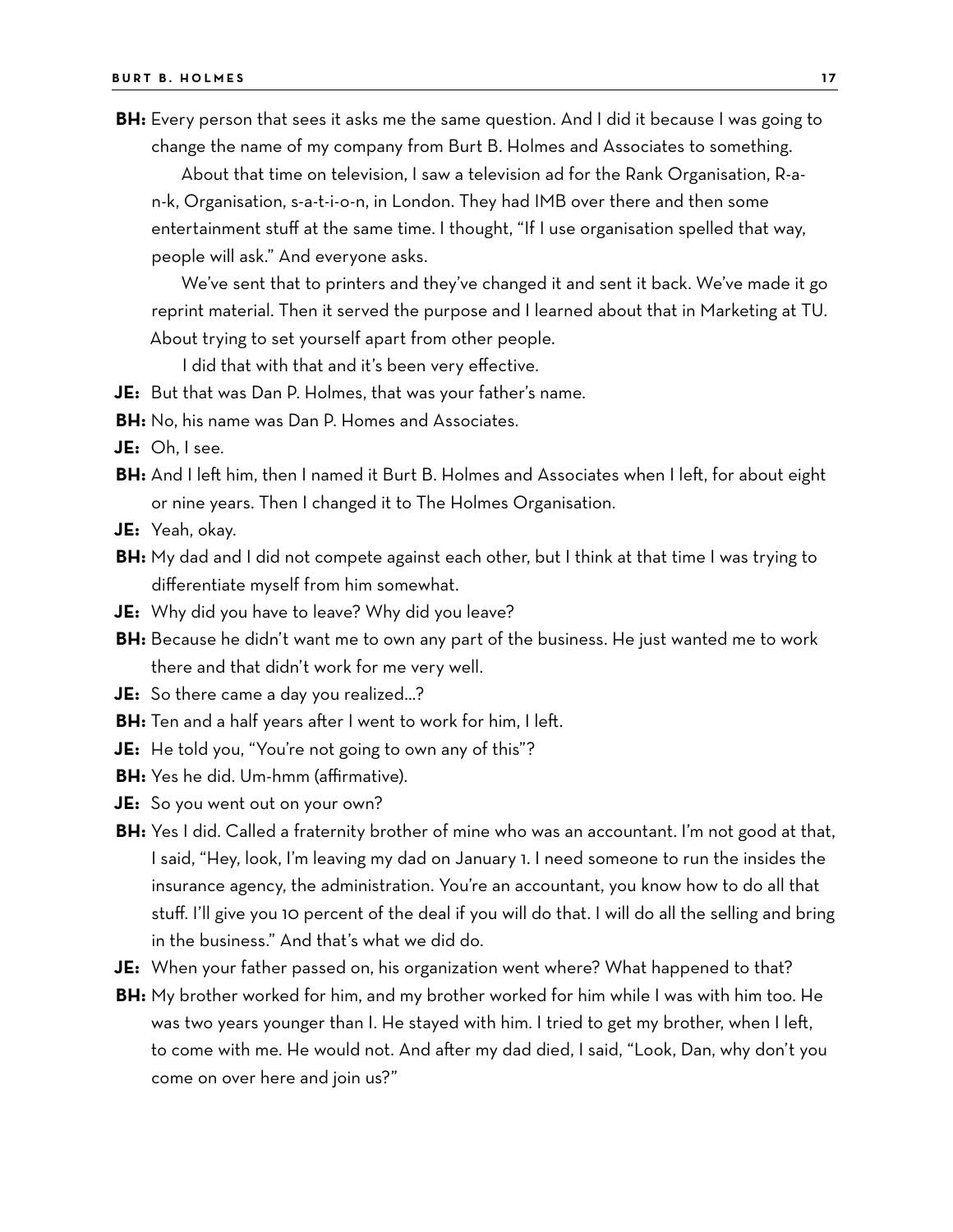**BH:** Every person that sees it asks me the same question. And I did it because I was going to change the name of my company from Burt B. Holmes and Associates to something.

About that time on television, I saw a television ad for the Rank Organisation, R-a-n-k, Organisation, s-a-t-i-o-n, in London. They had IMB over there and then some entertainment stuff at the same time. I thought, "If I use organisation spelled that way, people will ask." And everyone asks.

We've sent that to printers and they've changed it and sent it back. We've made it go reprint material. Then it served the purpose and I learned about that in Marketing at TU. About trying to set yourself apart from other people.

I did that with that and it's been very effective.

**JE:** But that was Dan P. Holmes, that was your father's name.

**BH:** No, his name was Dan P. Homes and Associates.

**JE:** Oh, I see.

**BH:** And I left him, then I named it Burt B. Holmes and Associates when I left, for about eight or nine years. Then I changed it to The Holmes Organisation.

**JE:** Yeah, okay.

**BH:** My dad and I did not compete against each other, but I think at that time I was trying to differentiate myself from him somewhat.

**JE:** Why did you have to leave? Why did you leave?

**BH:** Because he didn't want me to own any part of the business. He just wanted me to work there and that didn't work for me very well.

**JE:** So there came a day you realized…?

**BH:** Ten and a half years after I went to work for him, I left.

**JE:** He told you, "You're not going to own any of this"?

**BH:** Yes he did. Um-hmm (affirmative).

**JE:** So you went out on your own?

**BH:** Yes I did. Called a fraternity brother of mine who was an accountant. I'm not good at that, I said, "Hey, look, I'm leaving my dad on January 1. I need someone to run the insides the insurance agency, the administration. You're an accountant, you know how to do all that stuff. I'll give you 10 percent of the deal if you will do that. I will do all the selling and bring in the business." And that's what we did do.

**JE:** When your father passed on, his organization went where? What happened to that?

**BH:** My brother worked for him, and my brother worked for him while I was with him too. He was two years younger than I. He stayed with him. I tried to get my brother, when I left, to come with me. He would not. And after my dad died, I said, "Look, Dan, why don't you come on over here and join us?"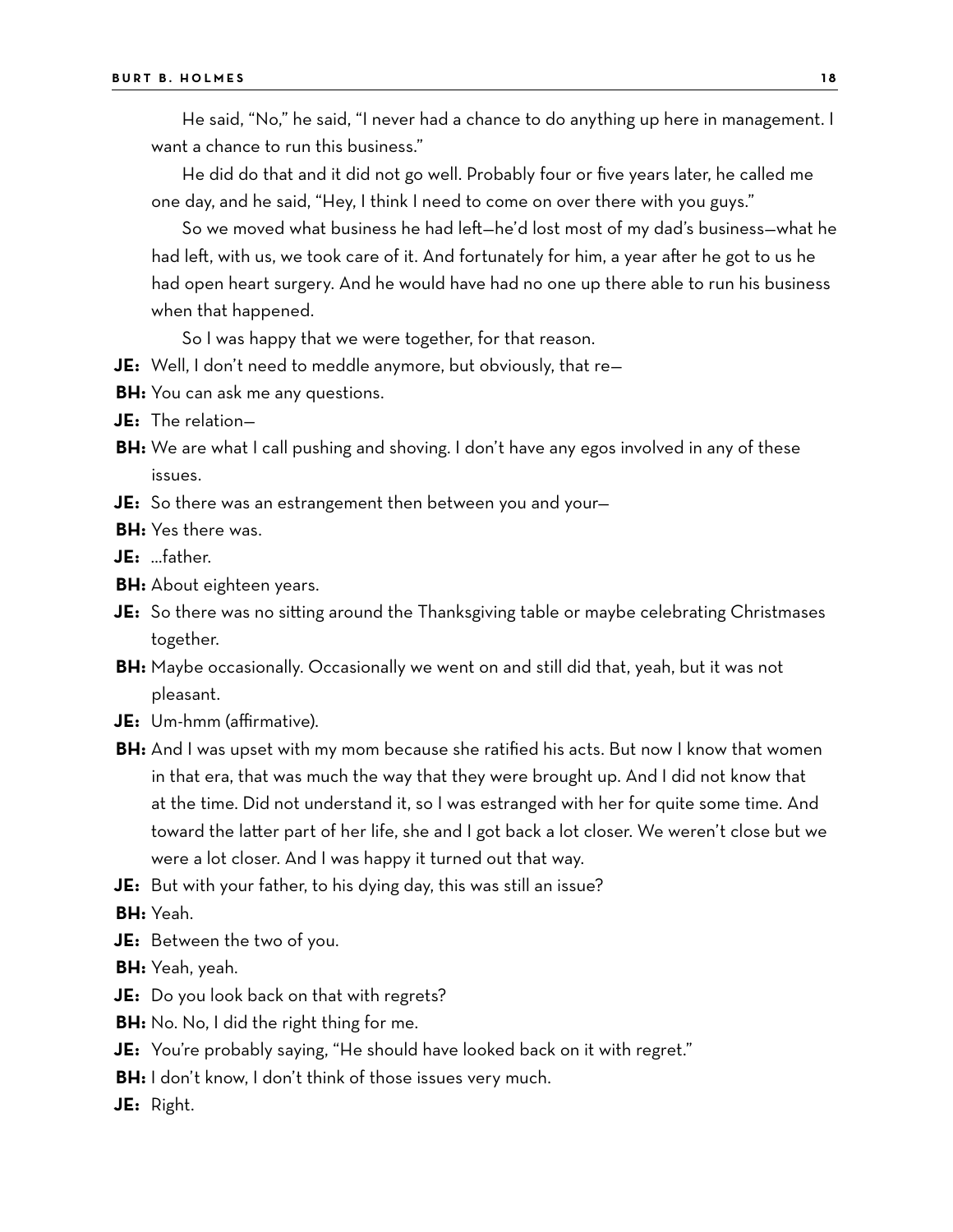He said, "No," he said, "I never had a chance to do anything up here in management. I want a chance to run this business."

He did do that and it did not go well. Probably four or five years later, he called me one day, and he said, "Hey, I think I need to come on over there with you guys."

So we moved what business he had left—he'd lost most of my dad's business—what he had left, with us, we took care of it. And fortunately for him, a year after he got to us he had open heart surgery. And he would have had no one up there able to run his business when that happened.

So I was happy that we were together, for that reason.

**JE:** Well, I don't need to meddle anymore, but obviously, that re—

**BH:** You can ask me any questions.

**JE:** The relation—

**BH:** We are what I call pushing and shoving. I don't have any egos involved in any of these issues.

**JE:** So there was an estrangement then between you and your—

**BH:** Yes there was.

**JE:** …father.

**BH:** About eighteen years.

**JE:** So there was no sitting around the Thanksgiving table or maybe celebrating Christmases together.

**BH:** Maybe occasionally. Occasionally we went on and still did that, yeah, but it was not pleasant.

**JE:** Um-hmm (affirmative).

**BH:** And I was upset with my mom because she ratified his acts. But now I know that women in that era, that was much the way that they were brought up. And I did not know that at the time. Did not understand it, so I was estranged with her for quite some time. And toward the latter part of her life, she and I got back a lot closer. We weren't close but we were a lot closer. And I was happy it turned out that way.

**JE:** But with your father, to his dying day, this was still an issue?

**BH:** Yeah.

**JE:** Between the two of you.

**BH:** Yeah, yeah.

**JE:** Do you look back on that with regrets?

**BH:** No. No, I did the right thing for me.

**JE:** You're probably saying, "He should have looked back on it with regret."

**BH:** I don't know, I don't think of those issues very much.

**JE:** Right.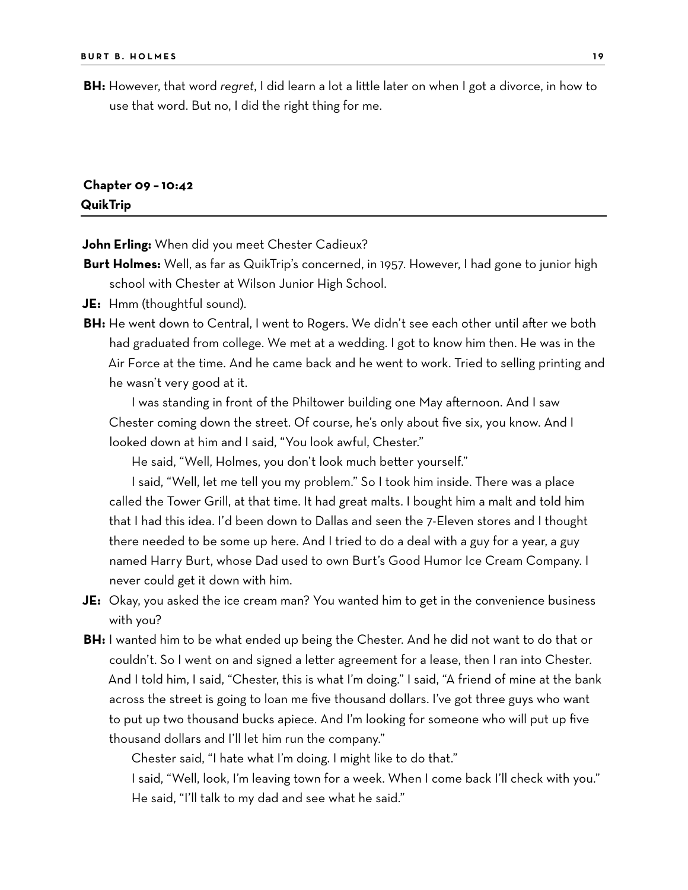**BH:** However, that word *regret*, I did learn a lot a little later on when I got a divorce, in how to use that word. But no, I did the right thing for me.

## Chapter 09 – 10:42
## QuikTrip

**John Erling:** When did you meet Chester Cadieux?

**Burt Holmes:** Well, as far as QuikTrip's concerned, in 1957. However, I had gone to junior high school with Chester at Wilson Junior High School.

**JE:** Hmm (thoughtful sound).

**BH:** He went down to Central, I went to Rogers. We didn't see each other until after we both had graduated from college. We met at a wedding. I got to know him then. He was in the Air Force at the time. And he came back and he went to work. Tried to selling printing and he wasn't very good at it.

I was standing in front of the Philtower building one May afternoon. And I saw Chester coming down the street. Of course, he's only about five six, you know. And I looked down at him and I said, "You look awful, Chester."

He said, "Well, Holmes, you don't look much better yourself."

I said, "Well, let me tell you my problem." So I took him inside. There was a place called the Tower Grill, at that time. It had great malts. I bought him a malt and told him that I had this idea. I'd been down to Dallas and seen the 7-Eleven stores and I thought there needed to be some up here. And I tried to do a deal with a guy for a year, a guy named Harry Burt, whose Dad used to own Burt's Good Humor Ice Cream Company. I never could get it down with him.

**JE:** Okay, you asked the ice cream man? You wanted him to get in the convenience business with you?

**BH:** I wanted him to be what ended up being the Chester. And he did not want to do that or couldn't. So I went on and signed a letter agreement for a lease, then I ran into Chester. And I told him, I said, "Chester, this is what I'm doing." I said, "A friend of mine at the bank across the street is going to loan me five thousand dollars. I've got three guys who want to put up two thousand bucks apiece. And I'm looking for someone who will put up five thousand dollars and I'll let him run the company."

Chester said, "I hate what I'm doing. I might like to do that."

I said, "Well, look, I'm leaving town for a week. When I come back I'll check with you."

He said, "I'll talk to my dad and see what he said."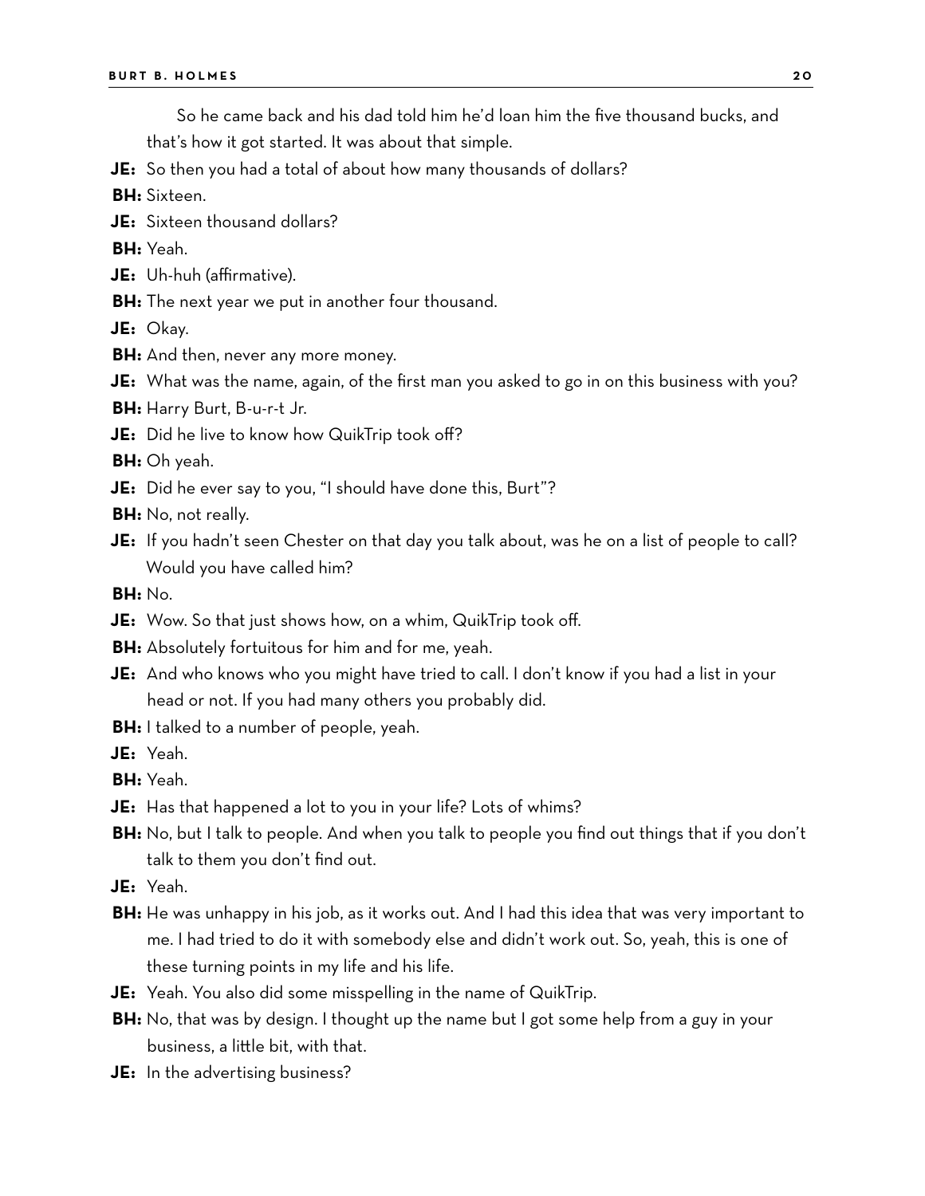So he came back and his dad told him he'd loan him the five thousand bucks, and that's how it got started. It was about that simple.

**JE:** So then you had a total of about how many thousands of dollars?

**BH:** Sixteen.

**JE:** Sixteen thousand dollars?

**BH:** Yeah.

**JE:** Uh-huh (affirmative).

**BH:** The next year we put in another four thousand.

**JE:** Okay.

**BH:** And then, never any more money.

**JE:** What was the name, again, of the first man you asked to go in on this business with you?

**BH:** Harry Burt, B-u-r-t Jr.

**JE:** Did he live to know how QuikTrip took off?

**BH:** Oh yeah.

**JE:** Did he ever say to you, "I should have done this, Burt"?

**BH:** No, not really.

**JE:** If you hadn't seen Chester on that day you talk about, was he on a list of people to call? Would you have called him?

**BH:** No.

**JE:** Wow. So that just shows how, on a whim, QuikTrip took off.

**BH:** Absolutely fortuitous for him and for me, yeah.

**JE:** And who knows who you might have tried to call. I don't know if you had a list in your head or not. If you had many others you probably did.

**BH:** I talked to a number of people, yeah.

**JE:** Yeah.

**BH:** Yeah.

**JE:** Has that happened a lot to you in your life? Lots of whims?

**BH:** No, but I talk to people. And when you talk to people you find out things that if you don't talk to them you don't find out.

**JE:** Yeah.

**BH:** He was unhappy in his job, as it works out. And I had this idea that was very important to me. I had tried to do it with somebody else and didn't work out. So, yeah, this is one of these turning points in my life and his life.

**JE:** Yeah. You also did some misspelling in the name of QuikTrip.

**BH:** No, that was by design. I thought up the name but I got some help from a guy in your business, a little bit, with that.

**JE:** In the advertising business?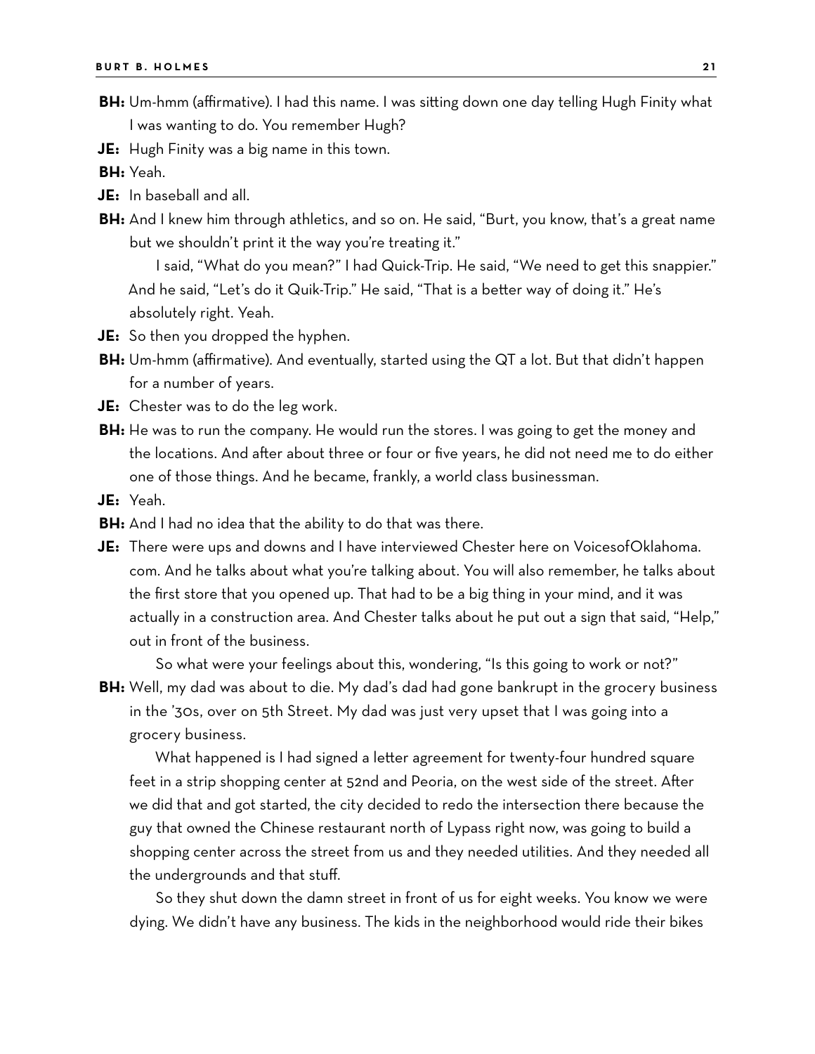**BH:** Um-hmm (affirmative). I had this name. I was sitting down one day telling Hugh Finity what I was wanting to do. You remember Hugh?

**JE:** Hugh Finity was a big name in this town.

**BH:** Yeah.

**JE:** In baseball and all.

**BH:** And I knew him through athletics, and so on. He said, "Burt, you know, that's a great name but we shouldn't print it the way you're treating it."

I said, "What do you mean?" I had Quick-Trip. He said, "We need to get this snappier." And he said, "Let's do it Quik-Trip." He said, "That is a better way of doing it." He's absolutely right. Yeah.

**JE:** So then you dropped the hyphen.

**BH:** Um-hmm (affirmative). And eventually, started using the QT a lot. But that didn't happen for a number of years.

**JE:** Chester was to do the leg work.

**BH:** He was to run the company. He would run the stores. I was going to get the money and the locations. And after about three or four or five years, he did not need me to do either one of those things. And he became, frankly, a world class businessman.

**JE:** Yeah.

**BH:** And I had no idea that the ability to do that was there.

**JE:** There were ups and downs and I have interviewed Chester here on VoicesofOklahoma.com. And he talks about what you're talking about. You will also remember, he talks about the first store that you opened up. That had to be a big thing in your mind, and it was actually in a construction area. And Chester talks about he put out a sign that said, "Help," out in front of the business.

So what were your feelings about this, wondering, "Is this going to work or not?"

**BH:** Well, my dad was about to die. My dad's dad had gone bankrupt in the grocery business in the '30s, over on 5th Street. My dad was just very upset that I was going into a grocery business.

What happened is I had signed a letter agreement for twenty-four hundred square feet in a strip shopping center at 52nd and Peoria, on the west side of the street. After we did that and got started, the city decided to redo the intersection there because the guy that owned the Chinese restaurant north of Lypass right now, was going to build a shopping center across the street from us and they needed utilities. And they needed all the undergrounds and that stuff.

So they shut down the damn street in front of us for eight weeks. You know we were dying. We didn't have any business. The kids in the neighborhood would ride their bikes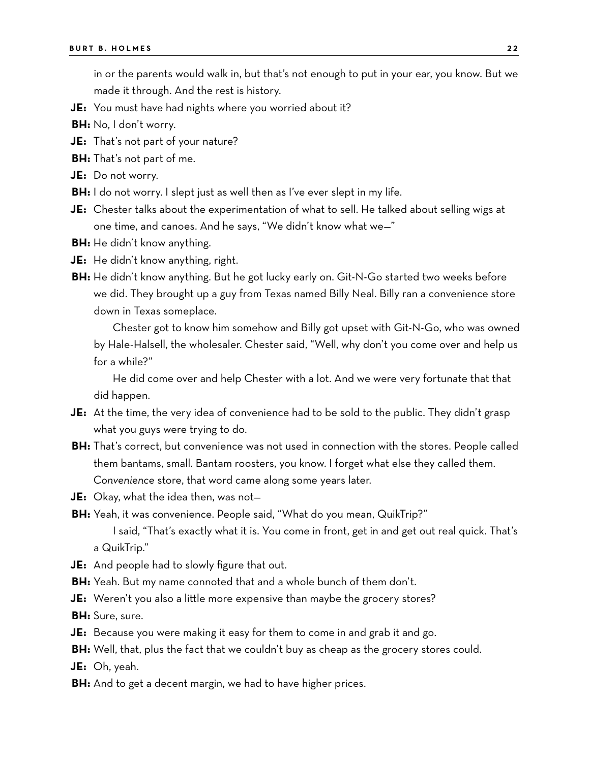in or the parents would walk in, but that's not enough to put in your ear, you know. But we made it through. And the rest is history.

**JE:** You must have had nights where you worried about it?

**BH:** No, I don't worry.

**JE:** That's not part of your nature?

**BH:** That's not part of me.

**JE:** Do not worry.

**BH:** I do not worry. I slept just as well then as I've ever slept in my life.

**JE:** Chester talks about the experimentation of what to sell. He talked about selling wigs at one time, and canoes. And he says, "We didn't know what we—"

**BH:** He didn't know anything.

**JE:** He didn't know anything, right.

**BH:** He didn't know anything. But he got lucky early on. Git-N-Go started two weeks before we did. They brought up a guy from Texas named Billy Neal. Billy ran a convenience store down in Texas someplace.

Chester got to know him somehow and Billy got upset with Git-N-Go, who was owned by Hale-Halsell, the wholesaler. Chester said, "Well, why don't you come over and help us for a while?"

He did come over and help Chester with a lot. And we were very fortunate that that did happen.

**JE:** At the time, the very idea of convenience had to be sold to the public. They didn't grasp what you guys were trying to do.

**BH:** That's correct, but convenience was not used in connection with the stores. People called them bantams, small. Bantam roosters, you know. I forget what else they called them. *Convenience* store, that word came along some years later.

**JE:** Okay, what the idea then, was not—

**BH:** Yeah, it was convenience. People said, "What do you mean, QuikTrip?"

I said, "That's exactly what it is. You come in front, get in and get out real quick. That's a QuikTrip."

**JE:** And people had to slowly figure that out.

**BH:** Yeah. But my name connoted that and a whole bunch of them don't.

**JE:** Weren't you also a little more expensive than maybe the grocery stores?

**BH:** Sure, sure.

**JE:** Because you were making it easy for them to come in and grab it and go.

**BH:** Well, that, plus the fact that we couldn't buy as cheap as the grocery stores could.

**JE:** Oh, yeah.

**BH:** And to get a decent margin, we had to have higher prices.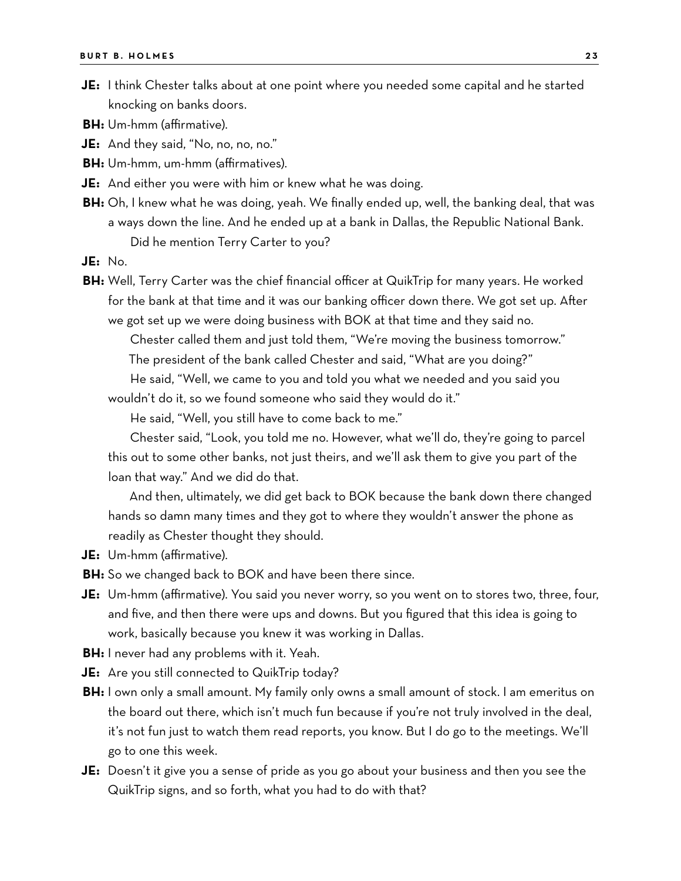**JE:** I think Chester talks about at one point where you needed some capital and he started knocking on banks doors.

**BH:** Um-hmm (affirmative).

**JE:** And they said, "No, no, no, no."

**BH:** Um-hmm, um-hmm (affirmatives).

**JE:** And either you were with him or knew what he was doing.

**BH:** Oh, I knew what he was doing, yeah. We finally ended up, well, the banking deal, that was a ways down the line. And he ended up at a bank in Dallas, the Republic National Bank.

Did he mention Terry Carter to you?

**JE:** No.

**BH:** Well, Terry Carter was the chief financial officer at QuikTrip for many years. He worked for the bank at that time and it was our banking officer down there. We got set up. After we got set up we were doing business with BOK at that time and they said no.

Chester called them and just told them, "We're moving the business tomorrow."

The president of the bank called Chester and said, "What are you doing?"

He said, "Well, we came to you and told you what we needed and you said you wouldn't do it, so we found someone who said they would do it."

He said, "Well, you still have to come back to me."

Chester said, "Look, you told me no. However, what we'll do, they're going to parcel this out to some other banks, not just theirs, and we'll ask them to give you part of the loan that way." And we did do that.

And then, ultimately, we did get back to BOK because the bank down there changed hands so damn many times and they got to where they wouldn't answer the phone as readily as Chester thought they should.

**JE:** Um-hmm (affirmative).

**BH:** So we changed back to BOK and have been there since.

**JE:** Um-hmm (affirmative). You said you never worry, so you went on to stores two, three, four, and five, and then there were ups and downs. But you figured that this idea is going to work, basically because you knew it was working in Dallas.

**BH:** I never had any problems with it. Yeah.

**JE:** Are you still connected to QuikTrip today?

**BH:** I own only a small amount. My family only owns a small amount of stock. I am emeritus on the board out there, which isn't much fun because if you're not truly involved in the deal, it's not fun just to watch them read reports, you know. But I do go to the meetings. We'll go to one this week.

**JE:** Doesn't it give you a sense of pride as you go about your business and then you see the QuikTrip signs, and so forth, what you had to do with that?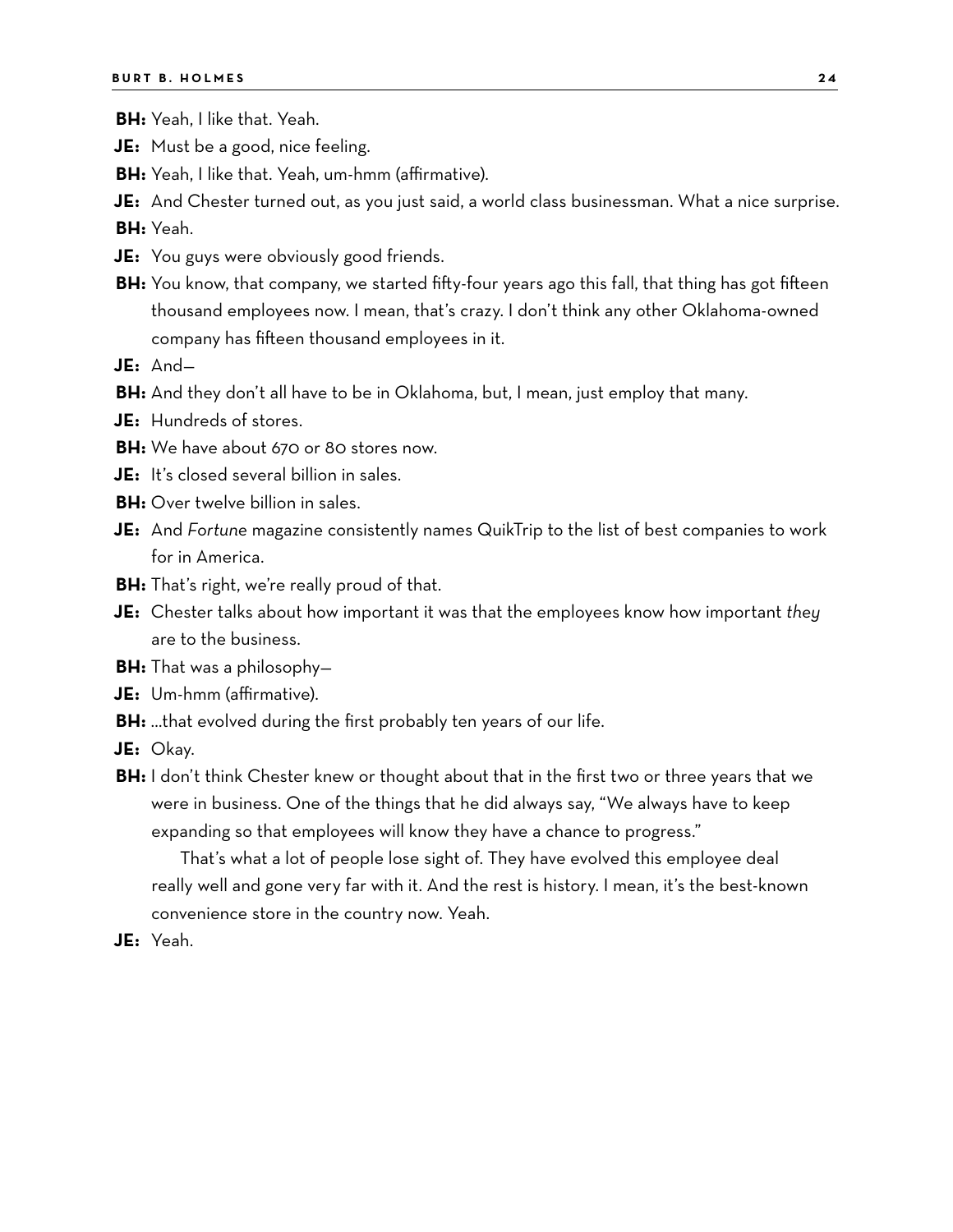**BH:** Yeah, I like that. Yeah.

**JE:** Must be a good, nice feeling.

**BH:** Yeah, I like that. Yeah, um-hmm (affirmative).

**JE:** And Chester turned out, as you just said, a world class businessman. What a nice surprise.

**BH:** Yeah.

**JE:** You guys were obviously good friends.

**BH:** You know, that company, we started fifty-four years ago this fall, that thing has got fifteen thousand employees now. I mean, that's crazy. I don't think any other Oklahoma-owned company has fifteen thousand employees in it.

**JE:** And—

**BH:** And they don't all have to be in Oklahoma, but, I mean, just employ that many.

**JE:** Hundreds of stores.

**BH:** We have about 670 or 80 stores now.

**JE:** It's closed several billion in sales.

**BH:** Over twelve billion in sales.

**JE:** And *Fortune* magazine consistently names QuikTrip to the list of best companies to work for in America.

**BH:** That's right, we're really proud of that.

**JE:** Chester talks about how important it was that the employees know how important *they* are to the business.

**BH:** That was a philosophy—

**JE:** Um-hmm (affirmative).

**BH:** ...that evolved during the first probably ten years of our life.

**JE:** Okay.

**BH:** I don't think Chester knew or thought about that in the first two or three years that we were in business. One of the things that he did always say, "We always have to keep expanding so that employees will know they have a chance to progress."

That's what a lot of people lose sight of. They have evolved this employee deal really well and gone very far with it. And the rest is history. I mean, it's the best-known convenience store in the country now. Yeah.

**JE:** Yeah.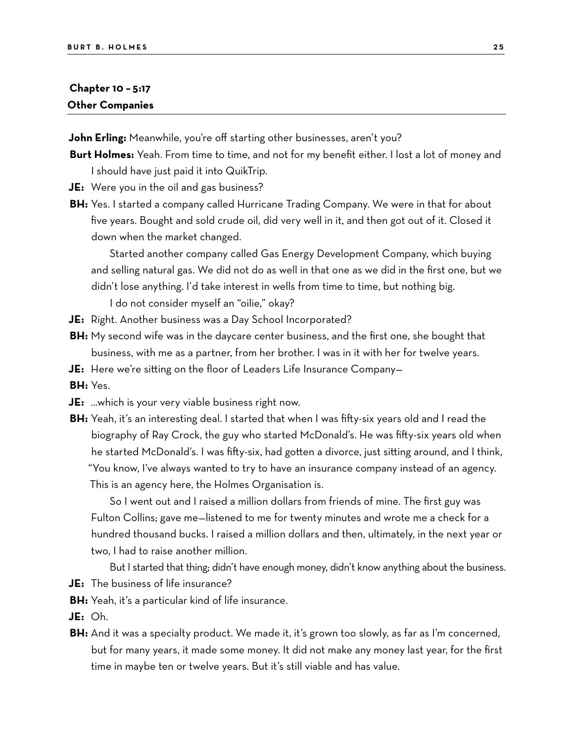## Chapter 10 – 5:17
## Other Companies

**John Erling:** Meanwhile, you're off starting other businesses, aren't you?

**Burt Holmes:** Yeah. From time to time, and not for my benefit either. I lost a lot of money and I should have just paid it into QuikTrip.

**JE:** Were you in the oil and gas business?

**BH:** Yes. I started a company called Hurricane Trading Company. We were in that for about five years. Bought and sold crude oil, did very well in it, and then got out of it. Closed it down when the market changed.

Started another company called Gas Energy Development Company, which buying and selling natural gas. We did not do as well in that one as we did in the first one, but we didn't lose anything. I'd take interest in wells from time to time, but nothing big.

I do not consider myself an "oilie," okay?

**JE:** Right. Another business was a Day School Incorporated?

**BH:** My second wife was in the daycare center business, and the first one, she bought that business, with me as a partner, from her brother. I was in it with her for twelve years.

**JE:** Here we're sitting on the floor of Leaders Life Insurance Company—

**BH:** Yes.

**JE:** …which is your very viable business right now.

**BH:** Yeah, it's an interesting deal. I started that when I was fifty-six years old and I read the biography of Ray Crock, the guy who started McDonald's. He was fifty-six years old when he started McDonald's. I was fifty-six, had gotten a divorce, just sitting around, and I think, "You know, I've always wanted to try to have an insurance company instead of an agency. This is an agency here, the Holmes Organisation is.

So I went out and I raised a million dollars from friends of mine. The first guy was Fulton Collins; gave me—listened to me for twenty minutes and wrote me a check for a hundred thousand bucks. I raised a million dollars and then, ultimately, in the next year or two, I had to raise another million.

But I started that thing; didn't have enough money, didn't know anything about the business.

**JE:** The business of life insurance?

**BH:** Yeah, it's a particular kind of life insurance.

**JE:** Oh.

**BH:** And it was a specialty product. We made it, it's grown too slowly, as far as I'm concerned, but for many years, it made some money. It did not make any money last year, for the first time in maybe ten or twelve years. But it's still viable and has value.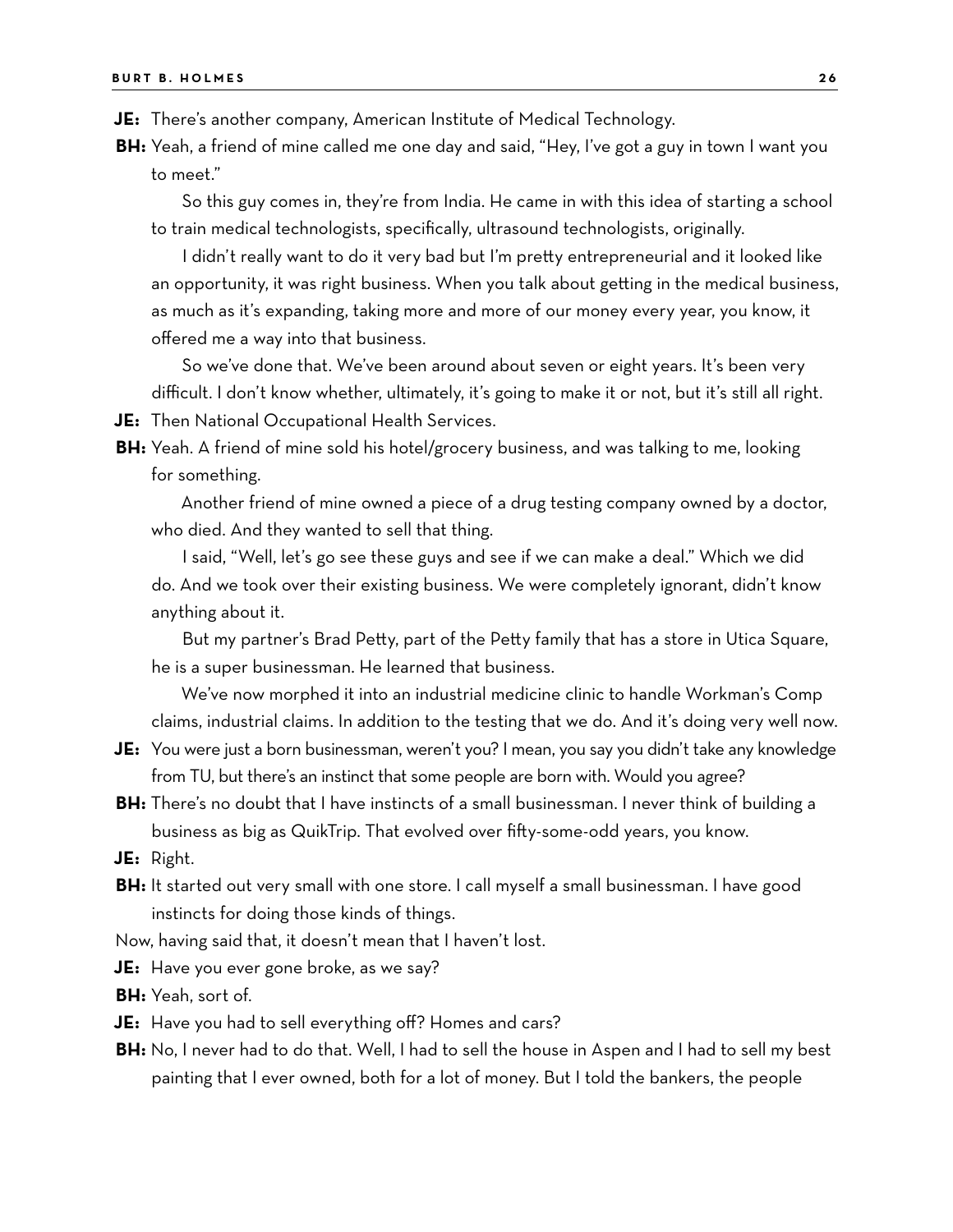**JE:** There's another company, American Institute of Medical Technology.

**BH:** Yeah, a friend of mine called me one day and said, "Hey, I've got a guy in town I want you to meet."

So this guy comes in, they're from India. He came in with this idea of starting a school to train medical technologists, specifically, ultrasound technologists, originally.

I didn't really want to do it very bad but I'm pretty entrepreneurial and it looked like an opportunity, it was right business. When you talk about getting in the medical business, as much as it's expanding, taking more and more of our money every year, you know, it offered me a way into that business.

So we've done that. We've been around about seven or eight years. It's been very difficult. I don't know whether, ultimately, it's going to make it or not, but it's still all right.

**JE:** Then National Occupational Health Services.

**BH:** Yeah. A friend of mine sold his hotel/grocery business, and was talking to me, looking for something.

Another friend of mine owned a piece of a drug testing company owned by a doctor, who died. And they wanted to sell that thing.

I said, "Well, let's go see these guys and see if we can make a deal." Which we did do. And we took over their existing business. We were completely ignorant, didn't know anything about it.

But my partner's Brad Petty, part of the Petty family that has a store in Utica Square, he is a super businessman. He learned that business.

We've now morphed it into an industrial medicine clinic to handle Workman's Comp claims, industrial claims. In addition to the testing that we do. And it's doing very well now.

**JE:** You were just a born businessman, weren't you? I mean, you say you didn't take any knowledge from TU, but there's an instinct that some people are born with. Would you agree?

**BH:** There's no doubt that I have instincts of a small businessman. I never think of building a business as big as QuikTrip. That evolved over fifty-some-odd years, you know.

**JE:** Right.

**BH:** It started out very small with one store. I call myself a small businessman. I have good instincts for doing those kinds of things.

Now, having said that, it doesn't mean that I haven't lost.

**JE:** Have you ever gone broke, as we say?

**BH:** Yeah, sort of.

**JE:** Have you had to sell everything off? Homes and cars?

**BH:** No, I never had to do that. Well, I had to sell the house in Aspen and I had to sell my best painting that I ever owned, both for a lot of money. But I told the bankers, the people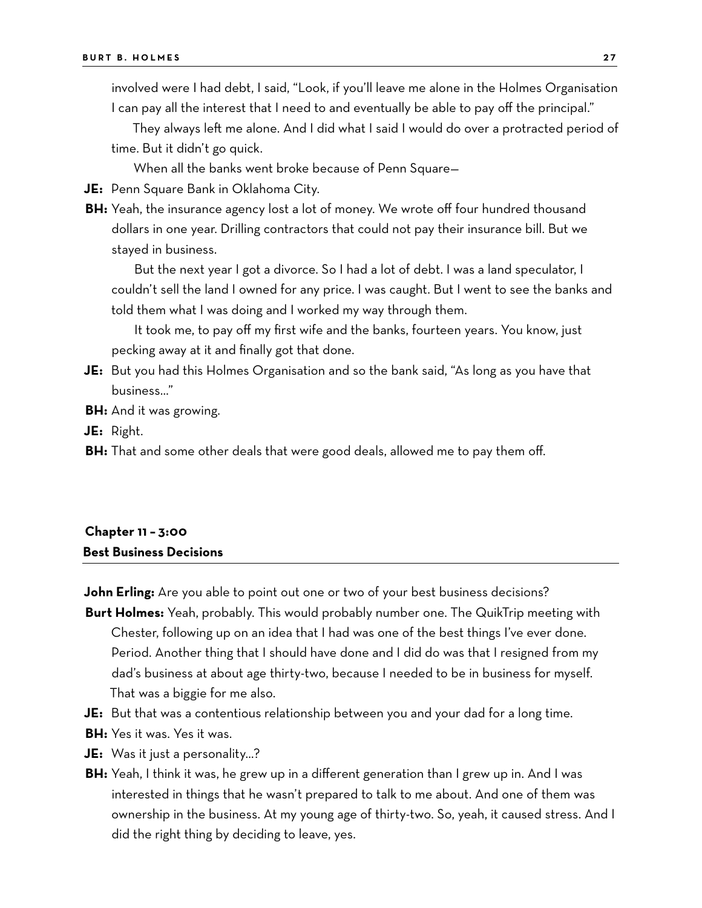involved were I had debt, I said, "Look, if you'll leave me alone in the Holmes Organisation I can pay all the interest that I need to and eventually be able to pay off the principal."

They always left me alone. And I did what I said I would do over a protracted period of time. But it didn't go quick.

When all the banks went broke because of Penn Square—

**JE:** Penn Square Bank in Oklahoma City.

**BH:** Yeah, the insurance agency lost a lot of money. We wrote off four hundred thousand dollars in one year. Drilling contractors that could not pay their insurance bill. But we stayed in business.

But the next year I got a divorce. So I had a lot of debt. I was a land speculator, I couldn't sell the land I owned for any price. I was caught. But I went to see the banks and told them what I was doing and I worked my way through them.

It took me, to pay off my first wife and the banks, fourteen years. You know, just pecking away at it and finally got that done.

**JE:** But you had this Holmes Organisation and so the bank said, "As long as you have that business..."

**BH:** And it was growing.

**JE:** Right.

**BH:** That and some other deals that were good deals, allowed me to pay them off.

## Chapter 11 – 3:00
## Best Business Decisions

**John Erling:** Are you able to point out one or two of your best business decisions?

**Burt Holmes:** Yeah, probably. This would probably number one. The QuikTrip meeting with Chester, following up on an idea that I had was one of the best things I've ever done. Period. Another thing that I should have done and I did do was that I resigned from my dad's business at about age thirty-two, because I needed to be in business for myself. That was a biggie for me also.

**JE:** But that was a contentious relationship between you and your dad for a long time.

**BH:** Yes it was. Yes it was.

**JE:** Was it just a personality...?

**BH:** Yeah, I think it was, he grew up in a different generation than I grew up in. And I was interested in things that he wasn't prepared to talk to me about. And one of them was ownership in the business. At my young age of thirty-two. So, yeah, it caused stress. And I did the right thing by deciding to leave, yes.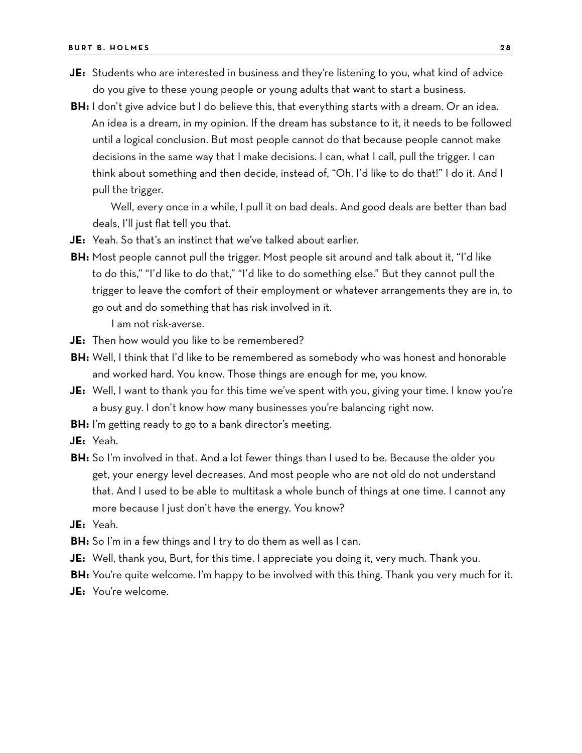**JE:** Students who are interested in business and they're listening to you, what kind of advice do you give to these young people or young adults that want to start a business.

**BH:** I don't give advice but I do believe this, that everything starts with a dream. Or an idea. An idea is a dream, in my opinion. If the dream has substance to it, it needs to be followed until a logical conclusion. But most people cannot do that because people cannot make decisions in the same way that I make decisions. I can, what I call, pull the trigger. I can think about something and then decide, instead of, "Oh, I'd like to do that!" I do it. And I pull the trigger.

Well, every once in a while, I pull it on bad deals. And good deals are better than bad deals, I'll just flat tell you that.

**JE:** Yeah. So that's an instinct that we've talked about earlier.

**BH:** Most people cannot pull the trigger. Most people sit around and talk about it, "I'd like to do this," "I'd like to do that," "I'd like to do something else." But they cannot pull the trigger to leave the comfort of their employment or whatever arrangements they are in, to go out and do something that has risk involved in it.

I am not risk-averse.

**JE:** Then how would you like to be remembered?

**BH:** Well, I think that I'd like to be remembered as somebody who was honest and honorable and worked hard. You know. Those things are enough for me, you know.

**JE:** Well, I want to thank you for this time we've spent with you, giving your time. I know you're a busy guy. I don't know how many businesses you're balancing right now.

**BH:** I'm getting ready to go to a bank director's meeting.

**JE:** Yeah.

**BH:** So I'm involved in that. And a lot fewer things than I used to be. Because the older you get, your energy level decreases. And most people who are not old do not understand that. And I used to be able to multitask a whole bunch of things at one time. I cannot any more because I just don't have the energy. You know?

**JE:** Yeah.

**BH:** So I'm in a few things and I try to do them as well as I can.

**JE:** Well, thank you, Burt, for this time. I appreciate you doing it, very much. Thank you.

**BH:** You're quite welcome. I'm happy to be involved with this thing. Thank you very much for it.

**JE:** You're welcome.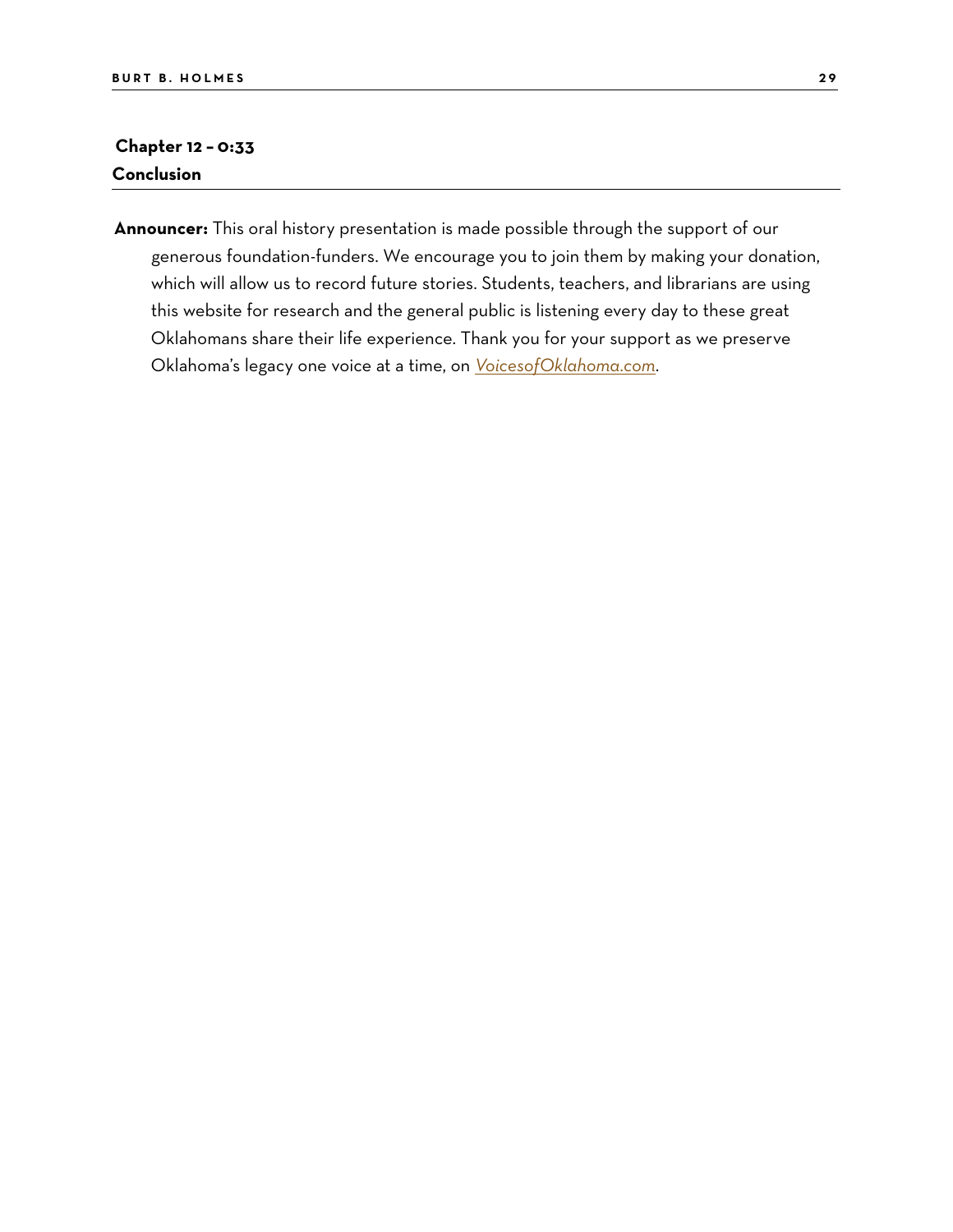## Chapter 12 – 0:33
## Conclusion

**Announcer:** This oral history presentation is made possible through the support of our generous foundation-funders. We encourage you to join them by making your donation, which will allow us to record future stories. Students, teachers, and librarians are using this website for research and the general public is listening every day to these great Oklahomans share their life experience. Thank you for your support as we preserve Oklahoma's legacy one voice at a time, on *VoicesofOklahoma.com*.